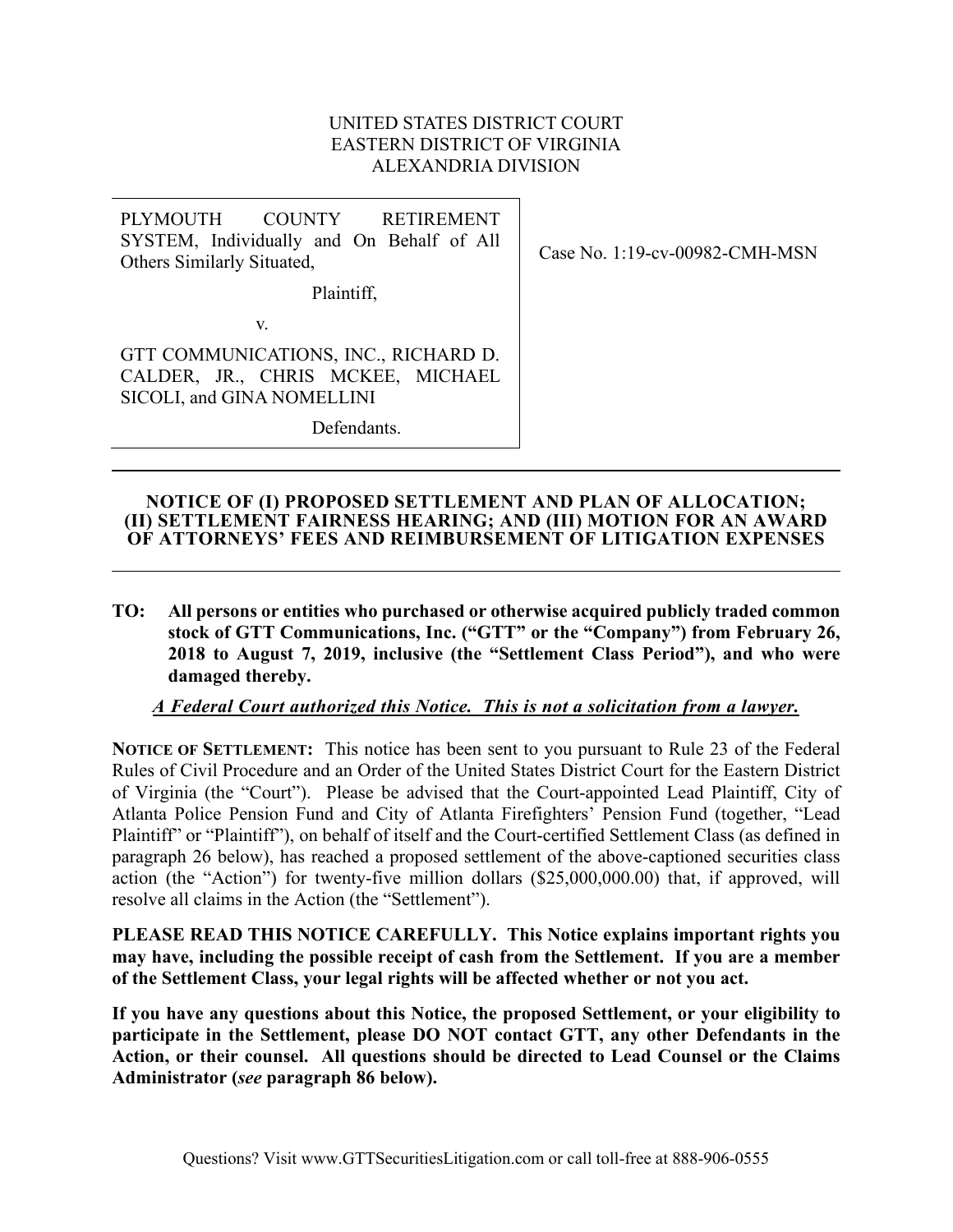UNITED STATES DISTRICT COURT
EASTERN DISTRICT OF VIRGINIA
ALEXANDRIA DIVISION

| | |
|---|---|
| PLYMOUTH COUNTY RETIREMENT SYSTEM, Individually and On Behalf of All Others Similarly Situated,<br><br>Plaintiff,<br><br>v.<br><br>GTT COMMUNICATIONS, INC., RICHARD D. CALDER, JR., CHRIS MCKEE, MICHAEL SICOLI, and GINA NOMELLINI<br><br>Defendants. | Case No. 1:19-cv-00982-CMH-MSN |

---

**NOTICE OF (I) PROPOSED SETTLEMENT AND PLAN OF ALLOCATION; (II) SETTLEMENT FAIRNESS HEARING; AND (III) MOTION FOR AN AWARD OF ATTORNEYS' FEES AND REIMBURSEMENT OF LITIGATION EXPENSES**

---

**TO: All persons or entities who purchased or otherwise acquired publicly traded common stock of GTT Communications, Inc. ("GTT" or the "Company") from February 26, 2018 to August 7, 2019, inclusive (the "Settlement Class Period"), and who were damaged thereby.**

***A Federal Court authorized this Notice. This is not a solicitation from a lawyer.***

**NOTICE OF SETTLEMENT:** This notice has been sent to you pursuant to Rule 23 of the Federal Rules of Civil Procedure and an Order of the United States District Court for the Eastern District of Virginia (the "Court"). Please be advised that the Court-appointed Lead Plaintiff, City of Atlanta Police Pension Fund and City of Atlanta Firefighters' Pension Fund (together, "Lead Plaintiff" or "Plaintiff"), on behalf of itself and the Court-certified Settlement Class (as defined in paragraph 26 below), has reached a proposed settlement of the above-captioned securities class action (the "Action") for twenty-five million dollars ($25,000,000.00) that, if approved, will resolve all claims in the Action (the "Settlement").

**PLEASE READ THIS NOTICE CAREFULLY. This Notice explains important rights you may have, including the possible receipt of cash from the Settlement. If you are a member of the Settlement Class, your legal rights will be affected whether or not you act.**

**If you have any questions about this Notice, the proposed Settlement, or your eligibility to participate in the Settlement, please DO NOT contact GTT, any other Defendants in the Action, or their counsel. All questions should be directed to Lead Counsel or the Claims Administrator (*see* paragraph 86 below).**

Questions? Visit www.GTTSecuritiesLitigation.com or call toll-free at 888-906-0555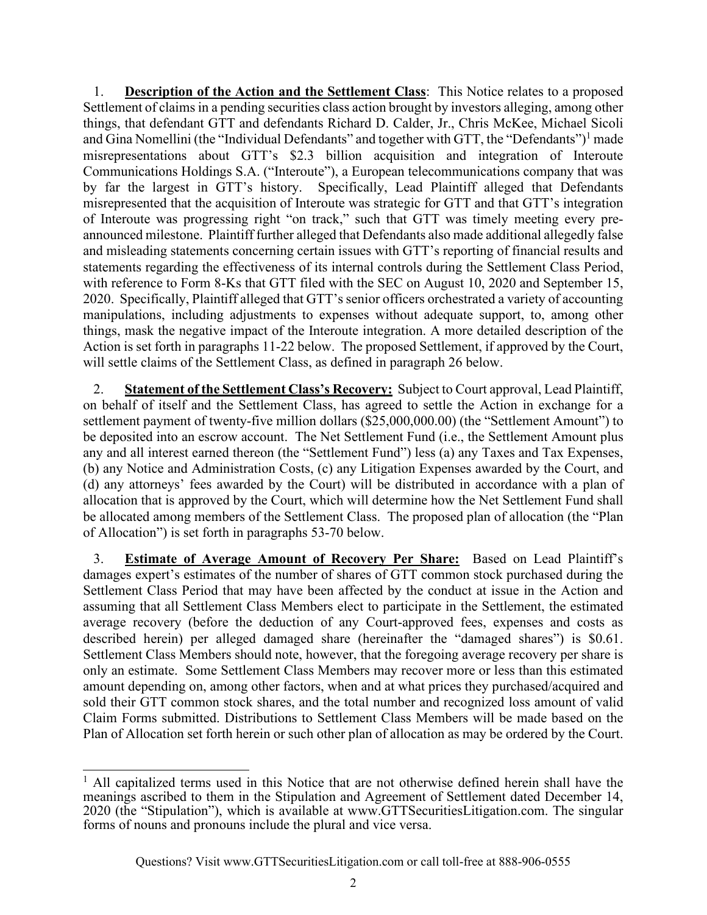1. **Description of the Action and the Settlement Class**: This Notice relates to a proposed Settlement of claims in a pending securities class action brought by investors alleging, among other things, that defendant GTT and defendants Richard D. Calder, Jr., Chris McKee, Michael Sicoli and Gina Nomellini (the "Individual Defendants" and together with GTT, the "Defendants")[1] made misrepresentations about GTT's $2.3 billion acquisition and integration of Interoute Communications Holdings S.A. ("Interoute"), a European telecommunications company that was by far the largest in GTT's history. Specifically, Lead Plaintiff alleged that Defendants misrepresented that the acquisition of Interoute was strategic for GTT and that GTT's integration of Interoute was progressing right "on track," such that GTT was timely meeting every pre-announced milestone. Plaintiff further alleged that Defendants also made additional allegedly false and misleading statements concerning certain issues with GTT's reporting of financial results and statements regarding the effectiveness of its internal controls during the Settlement Class Period, with reference to Form 8-Ks that GTT filed with the SEC on August 10, 2020 and September 15, 2020. Specifically, Plaintiff alleged that GTT's senior officers orchestrated a variety of accounting manipulations, including adjustments to expenses without adequate support, to, among other things, mask the negative impact of the Interoute integration. A more detailed description of the Action is set forth in paragraphs 11-22 below. The proposed Settlement, if approved by the Court, will settle claims of the Settlement Class, as defined in paragraph 26 below.

2. **Statement of the Settlement Class's Recovery:** Subject to Court approval, Lead Plaintiff, on behalf of itself and the Settlement Class, has agreed to settle the Action in exchange for a settlement payment of twenty-five million dollars ($25,000,000.00) (the "Settlement Amount") to be deposited into an escrow account. The Net Settlement Fund (i.e., the Settlement Amount plus any and all interest earned thereon (the "Settlement Fund") less (a) any Taxes and Tax Expenses, (b) any Notice and Administration Costs, (c) any Litigation Expenses awarded by the Court, and (d) any attorneys' fees awarded by the Court) will be distributed in accordance with a plan of allocation that is approved by the Court, which will determine how the Net Settlement Fund shall be allocated among members of the Settlement Class. The proposed plan of allocation (the "Plan of Allocation") is set forth in paragraphs 53-70 below.

3. **Estimate of Average Amount of Recovery Per Share:** Based on Lead Plaintiff's damages expert's estimates of the number of shares of GTT common stock purchased during the Settlement Class Period that may have been affected by the conduct at issue in the Action and assuming that all Settlement Class Members elect to participate in the Settlement, the estimated average recovery (before the deduction of any Court-approved fees, expenses and costs as described herein) per alleged damaged share (hereinafter the "damaged shares") is $0.61. Settlement Class Members should note, however, that the foregoing average recovery per share is only an estimate. Some Settlement Class Members may recover more or less than this estimated amount depending on, among other factors, when and at what prices they purchased/acquired and sold their GTT common stock shares, and the total number and recognized loss amount of valid Claim Forms submitted. Distributions to Settlement Class Members will be made based on the Plan of Allocation set forth herein or such other plan of allocation as may be ordered by the Court.

[1] All capitalized terms used in this Notice that are not otherwise defined herein shall have the meanings ascribed to them in the Stipulation and Agreement of Settlement dated December 14, 2020 (the "Stipulation"), which is available at www.GTTSecuritiesLitigation.com. The singular forms of nouns and pronouns include the plural and vice versa.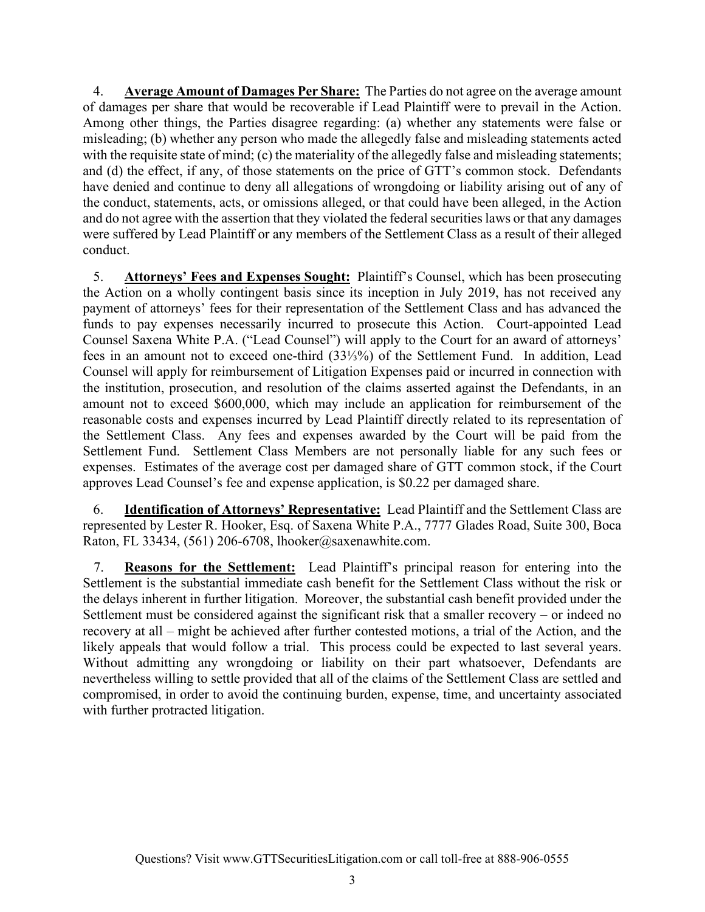4. **Average Amount of Damages Per Share:** The Parties do not agree on the average amount of damages per share that would be recoverable if Lead Plaintiff were to prevail in the Action. Among other things, the Parties disagree regarding: (a) whether any statements were false or misleading; (b) whether any person who made the allegedly false and misleading statements acted with the requisite state of mind; (c) the materiality of the allegedly false and misleading statements; and (d) the effect, if any, of those statements on the price of GTT's common stock. Defendants have denied and continue to deny all allegations of wrongdoing or liability arising out of any of the conduct, statements, acts, or omissions alleged, or that could have been alleged, in the Action and do not agree with the assertion that they violated the federal securities laws or that any damages were suffered by Lead Plaintiff or any members of the Settlement Class as a result of their alleged conduct.

5. **Attorneys' Fees and Expenses Sought:** Plaintiff's Counsel, which has been prosecuting the Action on a wholly contingent basis since its inception in July 2019, has not received any payment of attorneys' fees for their representation of the Settlement Class and has advanced the funds to pay expenses necessarily incurred to prosecute this Action. Court-appointed Lead Counsel Saxena White P.A. ("Lead Counsel") will apply to the Court for an award of attorneys' fees in an amount not to exceed one-third (33⅓%) of the Settlement Fund. In addition, Lead Counsel will apply for reimbursement of Litigation Expenses paid or incurred in connection with the institution, prosecution, and resolution of the claims asserted against the Defendants, in an amount not to exceed $600,000, which may include an application for reimbursement of the reasonable costs and expenses incurred by Lead Plaintiff directly related to its representation of the Settlement Class. Any fees and expenses awarded by the Court will be paid from the Settlement Fund. Settlement Class Members are not personally liable for any such fees or expenses. Estimates of the average cost per damaged share of GTT common stock, if the Court approves Lead Counsel's fee and expense application, is $0.22 per damaged share.

6. **Identification of Attorneys' Representative:** Lead Plaintiff and the Settlement Class are represented by Lester R. Hooker, Esq. of Saxena White P.A., 7777 Glades Road, Suite 300, Boca Raton, FL 33434, (561) 206-6708, lhooker@saxenawhite.com.

7. **Reasons for the Settlement:** Lead Plaintiff's principal reason for entering into the Settlement is the substantial immediate cash benefit for the Settlement Class without the risk or the delays inherent in further litigation. Moreover, the substantial cash benefit provided under the Settlement must be considered against the significant risk that a smaller recovery – or indeed no recovery at all – might be achieved after further contested motions, a trial of the Action, and the likely appeals that would follow a trial. This process could be expected to last several years. Without admitting any wrongdoing or liability on their part whatsoever, Defendants are nevertheless willing to settle provided that all of the claims of the Settlement Class are settled and compromised, in order to avoid the continuing burden, expense, time, and uncertainty associated with further protracted litigation.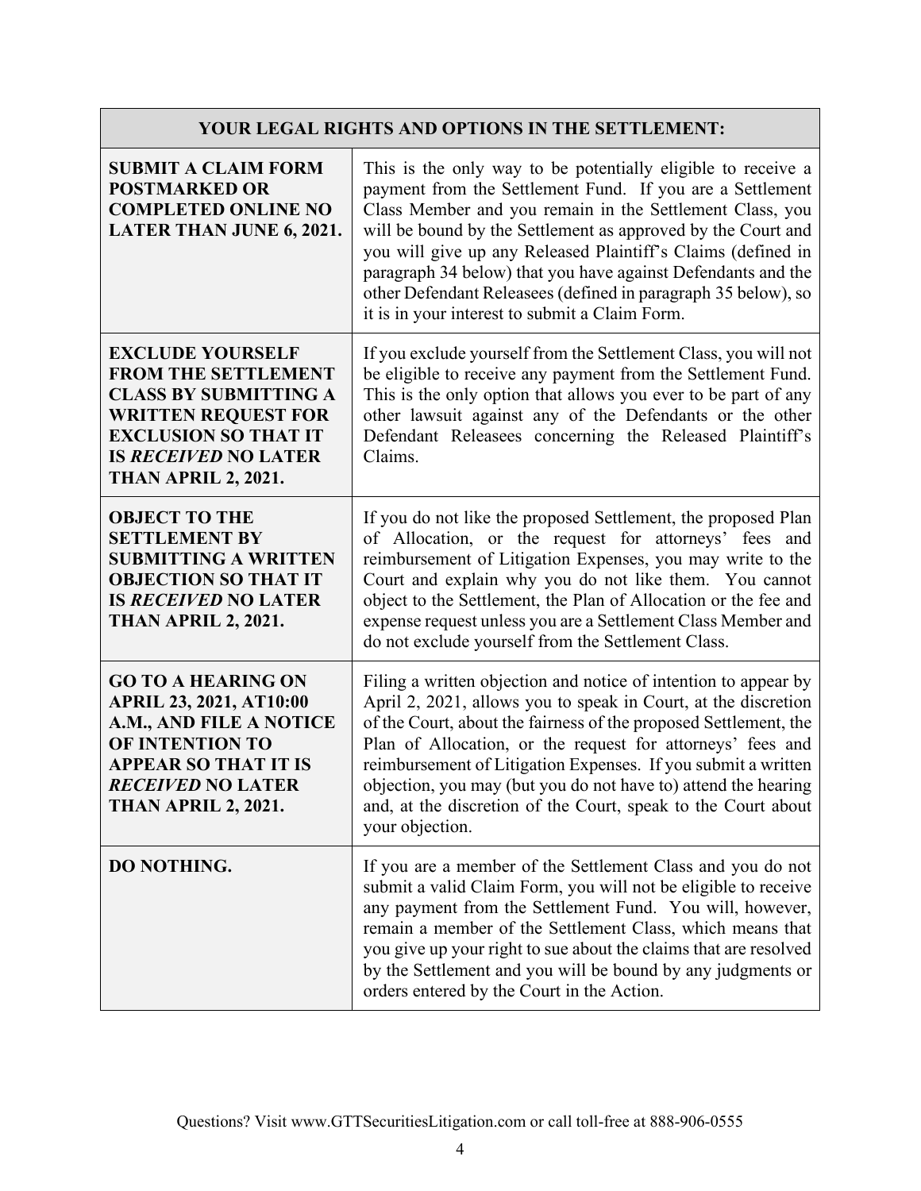| YOUR LEGAL RIGHTS AND OPTIONS IN THE SETTLEMENT: | |
|---|---|
| **SUBMIT A CLAIM FORM POSTMARKED OR COMPLETED ONLINE NO LATER THAN JUNE 6, 2021.** | This is the only way to be potentially eligible to receive a payment from the Settlement Fund. If you are a Settlement Class Member and you remain in the Settlement Class, you will be bound by the Settlement as approved by the Court and you will give up any Released Plaintiff's Claims (defined in paragraph 34 below) that you have against Defendants and the other Defendant Releasees (defined in paragraph 35 below), so it is in your interest to submit a Claim Form. |
| **EXCLUDE YOURSELF FROM THE SETTLEMENT CLASS BY SUBMITTING A WRITTEN REQUEST FOR EXCLUSION SO THAT IT IS *RECEIVED* NO LATER THAN APRIL 2, 2021.** | If you exclude yourself from the Settlement Class, you will not be eligible to receive any payment from the Settlement Fund. This is the only option that allows you ever to be part of any other lawsuit against any of the Defendants or the other Defendant Releasees concerning the Released Plaintiff's Claims. |
| **OBJECT TO THE SETTLEMENT BY SUBMITTING A WRITTEN OBJECTION SO THAT IT IS *RECEIVED* NO LATER THAN APRIL 2, 2021.** | If you do not like the proposed Settlement, the proposed Plan of Allocation, or the request for attorneys' fees and reimbursement of Litigation Expenses, you may write to the Court and explain why you do not like them. You cannot object to the Settlement, the Plan of Allocation or the fee and expense request unless you are a Settlement Class Member and do not exclude yourself from the Settlement Class. |
| **GO TO A HEARING ON APRIL 23, 2021, AT10:00 A.M., AND FILE A NOTICE OF INTENTION TO APPEAR SO THAT IT IS *RECEIVED* NO LATER THAN APRIL 2, 2021.** | Filing a written objection and notice of intention to appear by April 2, 2021, allows you to speak in Court, at the discretion of the Court, about the fairness of the proposed Settlement, the Plan of Allocation, or the request for attorneys' fees and reimbursement of Litigation Expenses. If you submit a written objection, you may (but you do not have to) attend the hearing and, at the discretion of the Court, speak to the Court about your objection. |
| **DO NOTHING.** | If you are a member of the Settlement Class and you do not submit a valid Claim Form, you will not be eligible to receive any payment from the Settlement Fund. You will, however, remain a member of the Settlement Class, which means that you give up your right to sue about the claims that are resolved by the Settlement and you will be bound by any judgments or orders entered by the Court in the Action. |

Questions? Visit www.GTTSecuritiesLitigation.com or call toll-free at 888-906-0555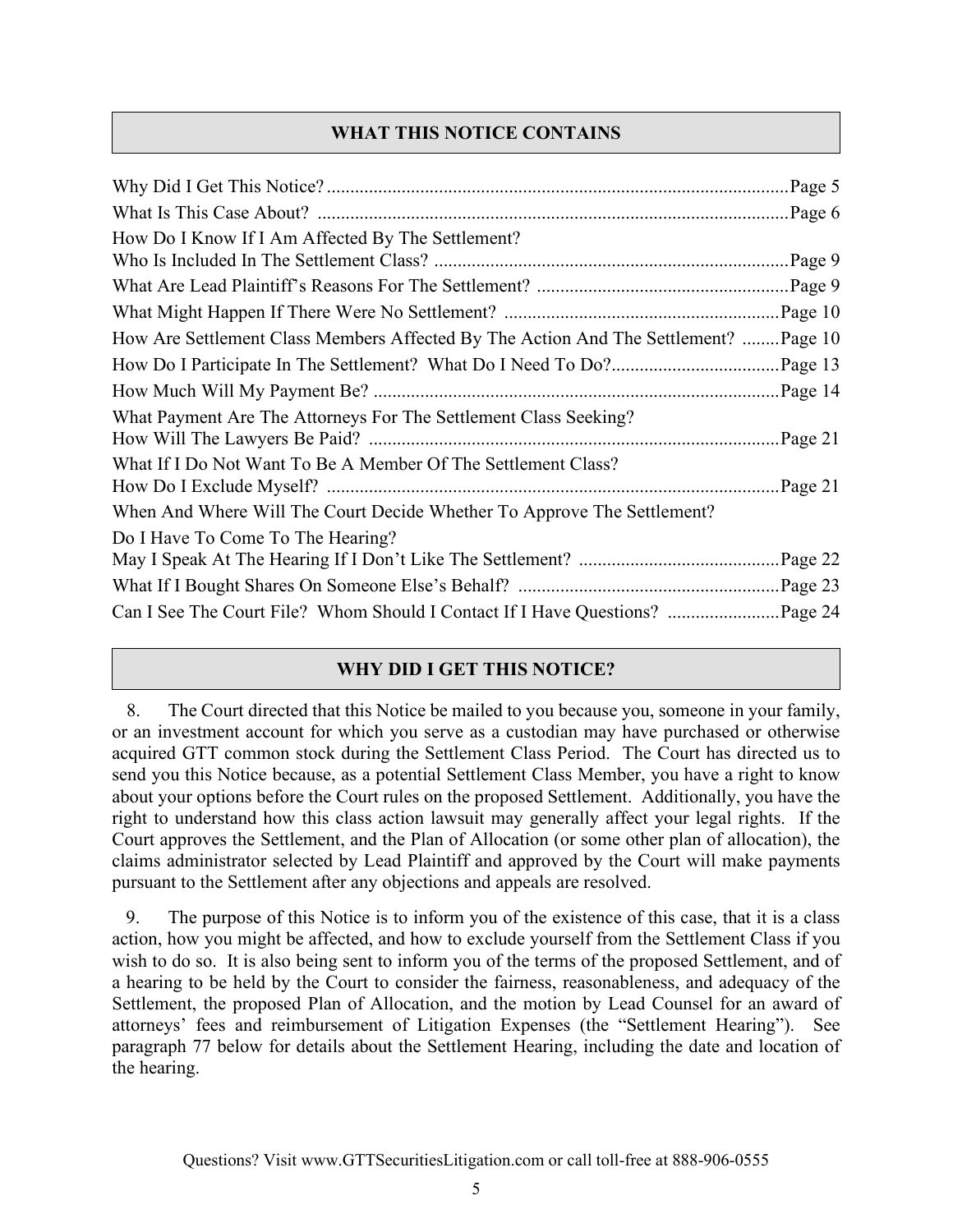## WHAT THIS NOTICE CONTAINS

| | |
|---|---|
| Why Did I Get This Notice? | Page 5 |
| What Is This Case About? | Page 6 |
| How Do I Know If I Am Affected By The Settlement? Who Is Included In The Settlement Class? | Page 9 |
| What Are Lead Plaintiff's Reasons For The Settlement? | Page 9 |
| What Might Happen If There Were No Settlement? | Page 10 |
| How Are Settlement Class Members Affected By The Action And The Settlement? | Page 10 |
| How Do I Participate In The Settlement? What Do I Need To Do? | Page 13 |
| How Much Will My Payment Be? | Page 14 |
| What Payment Are The Attorneys For The Settlement Class Seeking? How Will The Lawyers Be Paid? | Page 21 |
| What If I Do Not Want To Be A Member Of The Settlement Class? How Do I Exclude Myself? | Page 21 |
| When And Where Will The Court Decide Whether To Approve The Settlement? Do I Have To Come To The Hearing? May I Speak At The Hearing If I Don't Like The Settlement? | Page 22 |
| What If I Bought Shares On Someone Else's Behalf? | Page 23 |
| Can I See The Court File? Whom Should I Contact If I Have Questions? | Page 24 |

## WHY DID I GET THIS NOTICE?

8. The Court directed that this Notice be mailed to you because you, someone in your family, or an investment account for which you serve as a custodian may have purchased or otherwise acquired GTT common stock during the Settlement Class Period. The Court has directed us to send you this Notice because, as a potential Settlement Class Member, you have a right to know about your options before the Court rules on the proposed Settlement. Additionally, you have the right to understand how this class action lawsuit may generally affect your legal rights. If the Court approves the Settlement, and the Plan of Allocation (or some other plan of allocation), the claims administrator selected by Lead Plaintiff and approved by the Court will make payments pursuant to the Settlement after any objections and appeals are resolved.

9. The purpose of this Notice is to inform you of the existence of this case, that it is a class action, how you might be affected, and how to exclude yourself from the Settlement Class if you wish to do so. It is also being sent to inform you of the terms of the proposed Settlement, and of a hearing to be held by the Court to consider the fairness, reasonableness, and adequacy of the Settlement, the proposed Plan of Allocation, and the motion by Lead Counsel for an award of attorneys' fees and reimbursement of Litigation Expenses (the "Settlement Hearing"). See paragraph 77 below for details about the Settlement Hearing, including the date and location of the hearing.

Questions? Visit www.GTTSecuritiesLitigation.com or call toll-free at 888-906-0555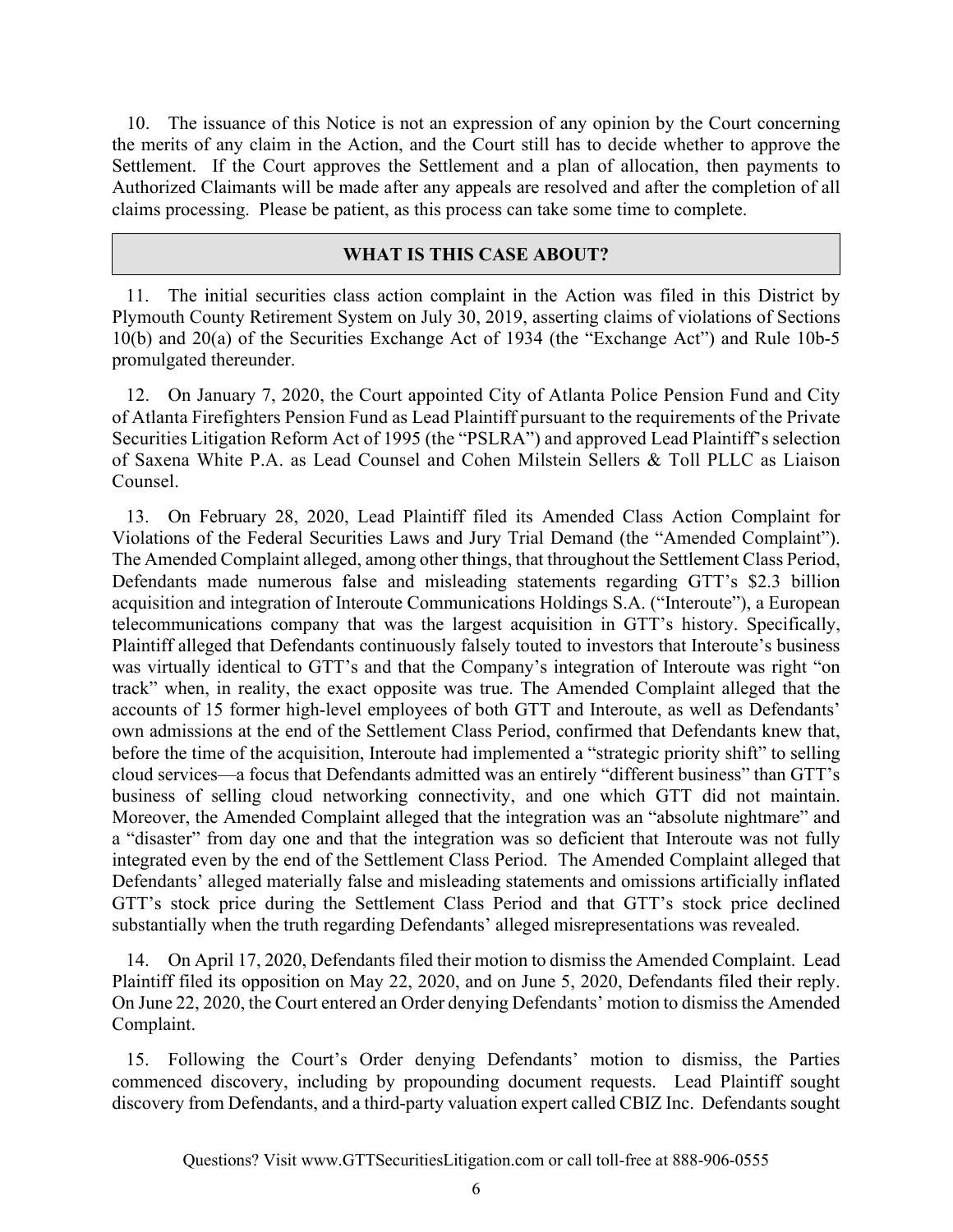10. The issuance of this Notice is not an expression of any opinion by the Court concerning the merits of any claim in the Action, and the Court still has to decide whether to approve the Settlement. If the Court approves the Settlement and a plan of allocation, then payments to Authorized Claimants will be made after any appeals are resolved and after the completion of all claims processing. Please be patient, as this process can take some time to complete.

## WHAT IS THIS CASE ABOUT?

11. The initial securities class action complaint in the Action was filed in this District by Plymouth County Retirement System on July 30, 2019, asserting claims of violations of Sections 10(b) and 20(a) of the Securities Exchange Act of 1934 (the "Exchange Act") and Rule 10b-5 promulgated thereunder.

12. On January 7, 2020, the Court appointed City of Atlanta Police Pension Fund and City of Atlanta Firefighters Pension Fund as Lead Plaintiff pursuant to the requirements of the Private Securities Litigation Reform Act of 1995 (the "PSLRA") and approved Lead Plaintiff's selection of Saxena White P.A. as Lead Counsel and Cohen Milstein Sellers & Toll PLLC as Liaison Counsel.

13. On February 28, 2020, Lead Plaintiff filed its Amended Class Action Complaint for Violations of the Federal Securities Laws and Jury Trial Demand (the "Amended Complaint"). The Amended Complaint alleged, among other things, that throughout the Settlement Class Period, Defendants made numerous false and misleading statements regarding GTT's $2.3 billion acquisition and integration of Interoute Communications Holdings S.A. ("Interoute"), a European telecommunications company that was the largest acquisition in GTT's history. Specifically, Plaintiff alleged that Defendants continuously falsely touted to investors that Interoute's business was virtually identical to GTT's and that the Company's integration of Interoute was right "on track" when, in reality, the exact opposite was true. The Amended Complaint alleged that the accounts of 15 former high-level employees of both GTT and Interoute, as well as Defendants' own admissions at the end of the Settlement Class Period, confirmed that Defendants knew that, before the time of the acquisition, Interoute had implemented a "strategic priority shift" to selling cloud services—a focus that Defendants admitted was an entirely "different business" than GTT's business of selling cloud networking connectivity, and one which GTT did not maintain. Moreover, the Amended Complaint alleged that the integration was an "absolute nightmare" and a "disaster" from day one and that the integration was so deficient that Interoute was not fully integrated even by the end of the Settlement Class Period. The Amended Complaint alleged that Defendants' alleged materially false and misleading statements and omissions artificially inflated GTT's stock price during the Settlement Class Period and that GTT's stock price declined substantially when the truth regarding Defendants' alleged misrepresentations was revealed.

14. On April 17, 2020, Defendants filed their motion to dismiss the Amended Complaint. Lead Plaintiff filed its opposition on May 22, 2020, and on June 5, 2020, Defendants filed their reply. On June 22, 2020, the Court entered an Order denying Defendants' motion to dismiss the Amended Complaint.

15. Following the Court's Order denying Defendants' motion to dismiss, the Parties commenced discovery, including by propounding document requests. Lead Plaintiff sought discovery from Defendants, and a third-party valuation expert called CBIZ Inc. Defendants sought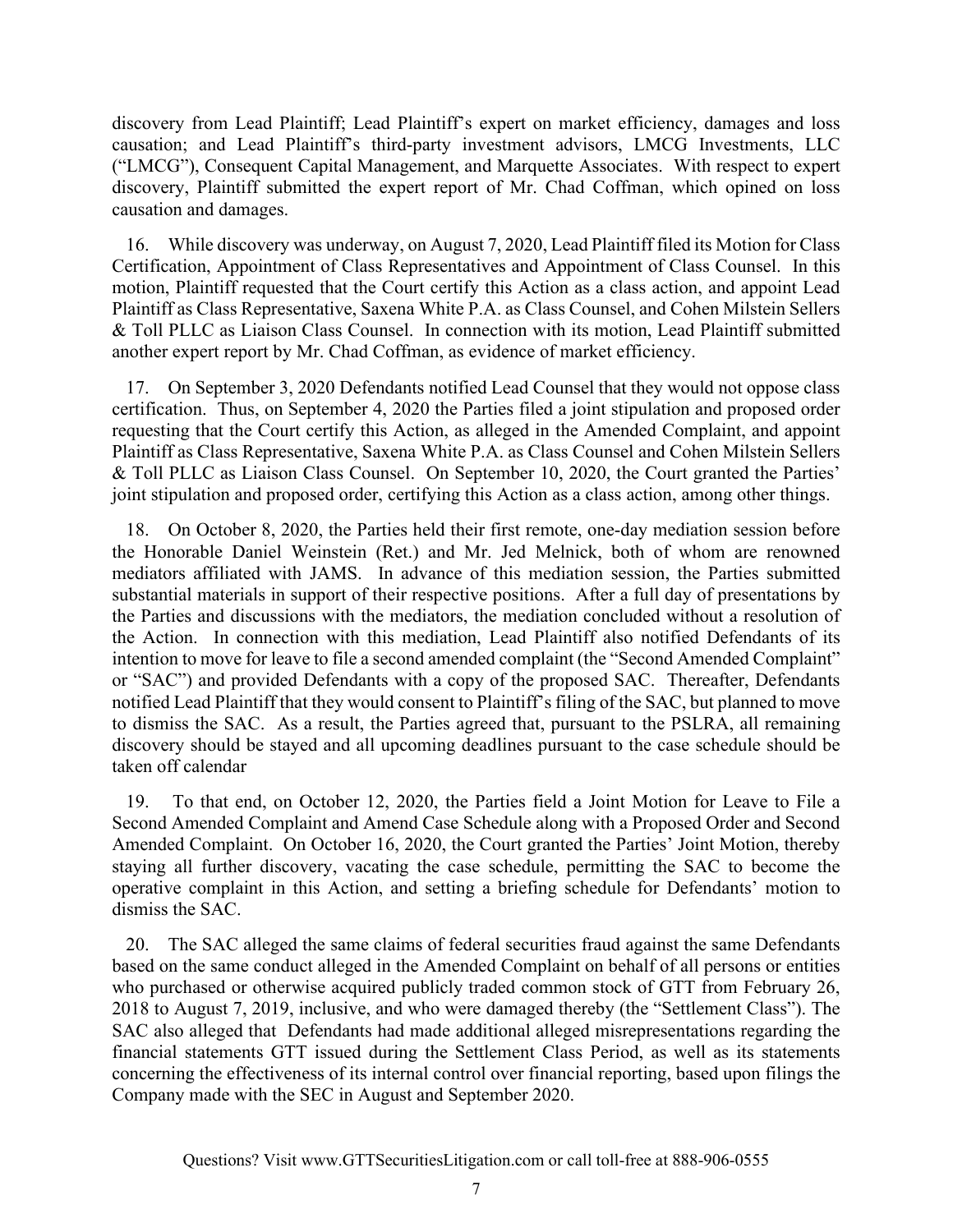discovery from Lead Plaintiff; Lead Plaintiff's expert on market efficiency, damages and loss causation; and Lead Plaintiff's third-party investment advisors, LMCG Investments, LLC ("LMCG"), Consequent Capital Management, and Marquette Associates. With respect to expert discovery, Plaintiff submitted the expert report of Mr. Chad Coffman, which opined on loss causation and damages.

16. While discovery was underway, on August 7, 2020, Lead Plaintiff filed its Motion for Class Certification, Appointment of Class Representatives and Appointment of Class Counsel. In this motion, Plaintiff requested that the Court certify this Action as a class action, and appoint Lead Plaintiff as Class Representative, Saxena White P.A. as Class Counsel, and Cohen Milstein Sellers & Toll PLLC as Liaison Class Counsel. In connection with its motion, Lead Plaintiff submitted another expert report by Mr. Chad Coffman, as evidence of market efficiency.

17. On September 3, 2020 Defendants notified Lead Counsel that they would not oppose class certification. Thus, on September 4, 2020 the Parties filed a joint stipulation and proposed order requesting that the Court certify this Action, as alleged in the Amended Complaint, and appoint Plaintiff as Class Representative, Saxena White P.A. as Class Counsel and Cohen Milstein Sellers & Toll PLLC as Liaison Class Counsel. On September 10, 2020, the Court granted the Parties' joint stipulation and proposed order, certifying this Action as a class action, among other things.

18. On October 8, 2020, the Parties held their first remote, one-day mediation session before the Honorable Daniel Weinstein (Ret.) and Mr. Jed Melnick, both of whom are renowned mediators affiliated with JAMS. In advance of this mediation session, the Parties submitted substantial materials in support of their respective positions. After a full day of presentations by the Parties and discussions with the mediators, the mediation concluded without a resolution of the Action. In connection with this mediation, Lead Plaintiff also notified Defendants of its intention to move for leave to file a second amended complaint (the "Second Amended Complaint" or "SAC") and provided Defendants with a copy of the proposed SAC. Thereafter, Defendants notified Lead Plaintiff that they would consent to Plaintiff's filing of the SAC, but planned to move to dismiss the SAC. As a result, the Parties agreed that, pursuant to the PSLRA, all remaining discovery should be stayed and all upcoming deadlines pursuant to the case schedule should be taken off calendar

19. To that end, on October 12, 2020, the Parties field a Joint Motion for Leave to File a Second Amended Complaint and Amend Case Schedule along with a Proposed Order and Second Amended Complaint. On October 16, 2020, the Court granted the Parties' Joint Motion, thereby staying all further discovery, vacating the case schedule, permitting the SAC to become the operative complaint in this Action, and setting a briefing schedule for Defendants' motion to dismiss the SAC.

20. The SAC alleged the same claims of federal securities fraud against the same Defendants based on the same conduct alleged in the Amended Complaint on behalf of all persons or entities who purchased or otherwise acquired publicly traded common stock of GTT from February 26, 2018 to August 7, 2019, inclusive, and who were damaged thereby (the "Settlement Class"). The SAC also alleged that Defendants had made additional alleged misrepresentations regarding the financial statements GTT issued during the Settlement Class Period, as well as its statements concerning the effectiveness of its internal control over financial reporting, based upon filings the Company made with the SEC in August and September 2020.

Questions? Visit www.GTTSecuritiesLitigation.com or call toll-free at 888-906-0555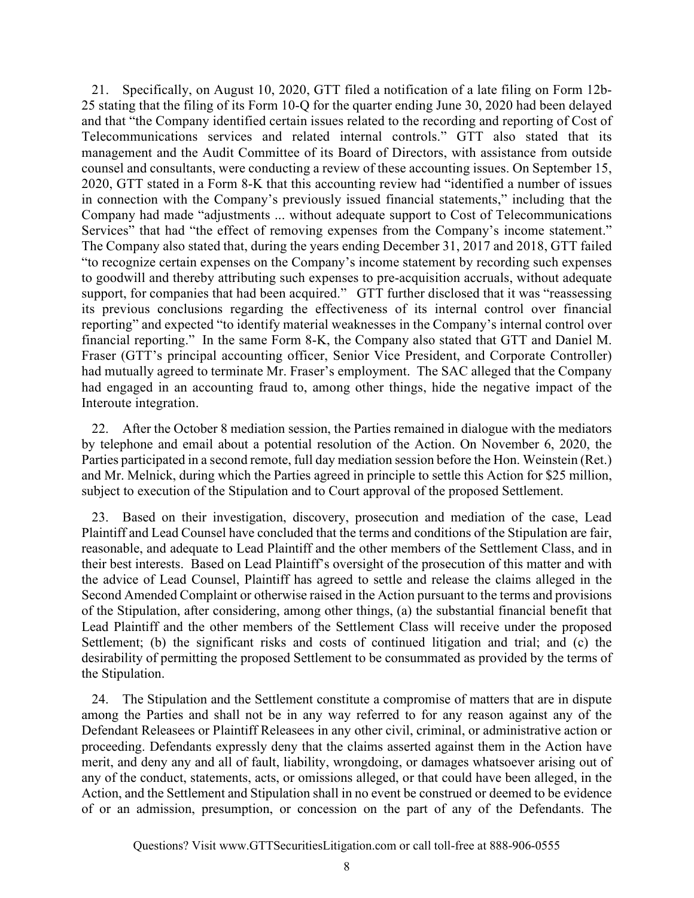21. Specifically, on August 10, 2020, GTT filed a notification of a late filing on Form 12b-25 stating that the filing of its Form 10-Q for the quarter ending June 30, 2020 had been delayed and that "the Company identified certain issues related to the recording and reporting of Cost of Telecommunications services and related internal controls." GTT also stated that its management and the Audit Committee of its Board of Directors, with assistance from outside counsel and consultants, were conducting a review of these accounting issues. On September 15, 2020, GTT stated in a Form 8-K that this accounting review had "identified a number of issues in connection with the Company's previously issued financial statements," including that the Company had made "adjustments ... without adequate support to Cost of Telecommunications Services" that had "the effect of removing expenses from the Company's income statement." The Company also stated that, during the years ending December 31, 2017 and 2018, GTT failed "to recognize certain expenses on the Company's income statement by recording such expenses to goodwill and thereby attributing such expenses to pre-acquisition accruals, without adequate support, for companies that had been acquired." GTT further disclosed that it was "reassessing its previous conclusions regarding the effectiveness of its internal control over financial reporting" and expected "to identify material weaknesses in the Company's internal control over financial reporting." In the same Form 8-K, the Company also stated that GTT and Daniel M. Fraser (GTT's principal accounting officer, Senior Vice President, and Corporate Controller) had mutually agreed to terminate Mr. Fraser's employment. The SAC alleged that the Company had engaged in an accounting fraud to, among other things, hide the negative impact of the Interoute integration.

22. After the October 8 mediation session, the Parties remained in dialogue with the mediators by telephone and email about a potential resolution of the Action. On November 6, 2020, the Parties participated in a second remote, full day mediation session before the Hon. Weinstein (Ret.) and Mr. Melnick, during which the Parties agreed in principle to settle this Action for $25 million, subject to execution of the Stipulation and to Court approval of the proposed Settlement.

23. Based on their investigation, discovery, prosecution and mediation of the case, Lead Plaintiff and Lead Counsel have concluded that the terms and conditions of the Stipulation are fair, reasonable, and adequate to Lead Plaintiff and the other members of the Settlement Class, and in their best interests. Based on Lead Plaintiff's oversight of the prosecution of this matter and with the advice of Lead Counsel, Plaintiff has agreed to settle and release the claims alleged in the Second Amended Complaint or otherwise raised in the Action pursuant to the terms and provisions of the Stipulation, after considering, among other things, (a) the substantial financial benefit that Lead Plaintiff and the other members of the Settlement Class will receive under the proposed Settlement; (b) the significant risks and costs of continued litigation and trial; and (c) the desirability of permitting the proposed Settlement to be consummated as provided by the terms of the Stipulation.

24. The Stipulation and the Settlement constitute a compromise of matters that are in dispute among the Parties and shall not be in any way referred to for any reason against any of the Defendant Releasees or Plaintiff Releasees in any other civil, criminal, or administrative action or proceeding. Defendants expressly deny that the claims asserted against them in the Action have merit, and deny any and all of fault, liability, wrongdoing, or damages whatsoever arising out of any of the conduct, statements, acts, or omissions alleged, or that could have been alleged, in the Action, and the Settlement and Stipulation shall in no event be construed or deemed to be evidence of or an admission, presumption, or concession on the part of any of the Defendants. The

Questions? Visit www.GTTSecuritiesLitigation.com or call toll-free at 888-906-0555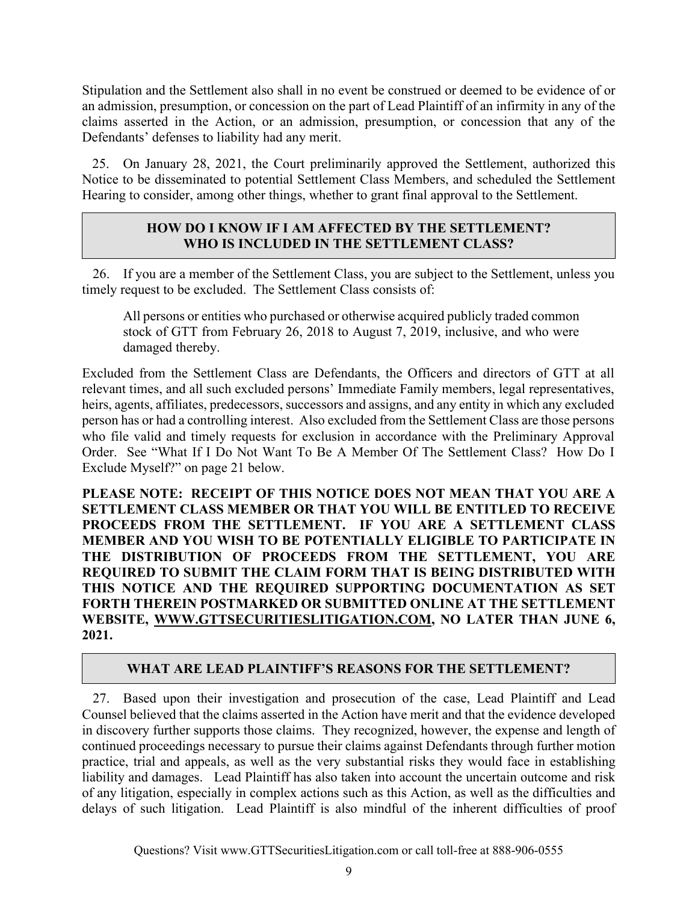Stipulation and the Settlement also shall in no event be construed or deemed to be evidence of or an admission, presumption, or concession on the part of Lead Plaintiff of an infirmity in any of the claims asserted in the Action, or an admission, presumption, or concession that any of the Defendants' defenses to liability had any merit.

25. On January 28, 2021, the Court preliminarily approved the Settlement, authorized this Notice to be disseminated to potential Settlement Class Members, and scheduled the Settlement Hearing to consider, among other things, whether to grant final approval to the Settlement.

## HOW DO I KNOW IF I AM AFFECTED BY THE SETTLEMENT? WHO IS INCLUDED IN THE SETTLEMENT CLASS?

26. If you are a member of the Settlement Class, you are subject to the Settlement, unless you timely request to be excluded. The Settlement Class consists of:

> All persons or entities who purchased or otherwise acquired publicly traded common stock of GTT from February 26, 2018 to August 7, 2019, inclusive, and who were damaged thereby.

Excluded from the Settlement Class are Defendants, the Officers and directors of GTT at all relevant times, and all such excluded persons' Immediate Family members, legal representatives, heirs, agents, affiliates, predecessors, successors and assigns, and any entity in which any excluded person has or had a controlling interest. Also excluded from the Settlement Class are those persons who file valid and timely requests for exclusion in accordance with the Preliminary Approval Order. See "What If I Do Not Want To Be A Member Of The Settlement Class? How Do I Exclude Myself?" on page 21 below.

**PLEASE NOTE: RECEIPT OF THIS NOTICE DOES NOT MEAN THAT YOU ARE A SETTLEMENT CLASS MEMBER OR THAT YOU WILL BE ENTITLED TO RECEIVE PROCEEDS FROM THE SETTLEMENT. IF YOU ARE A SETTLEMENT CLASS MEMBER AND YOU WISH TO BE POTENTIALLY ELIGIBLE TO PARTICIPATE IN THE DISTRIBUTION OF PROCEEDS FROM THE SETTLEMENT, YOU ARE REQUIRED TO SUBMIT THE CLAIM FORM THAT IS BEING DISTRIBUTED WITH THIS NOTICE AND THE REQUIRED SUPPORTING DOCUMENTATION AS SET FORTH THEREIN POSTMARKED OR SUBMITTED ONLINE AT THE SETTLEMENT WEBSITE, WWW.GTTSECURITIESLITIGATION.COM, NO LATER THAN JUNE 6, 2021.**

## WHAT ARE LEAD PLAINTIFF'S REASONS FOR THE SETTLEMENT?

27. Based upon their investigation and prosecution of the case, Lead Plaintiff and Lead Counsel believed that the claims asserted in the Action have merit and that the evidence developed in discovery further supports those claims. They recognized, however, the expense and length of continued proceedings necessary to pursue their claims against Defendants through further motion practice, trial and appeals, as well as the very substantial risks they would face in establishing liability and damages. Lead Plaintiff has also taken into account the uncertain outcome and risk of any litigation, especially in complex actions such as this Action, as well as the difficulties and delays of such litigation. Lead Plaintiff is also mindful of the inherent difficulties of proof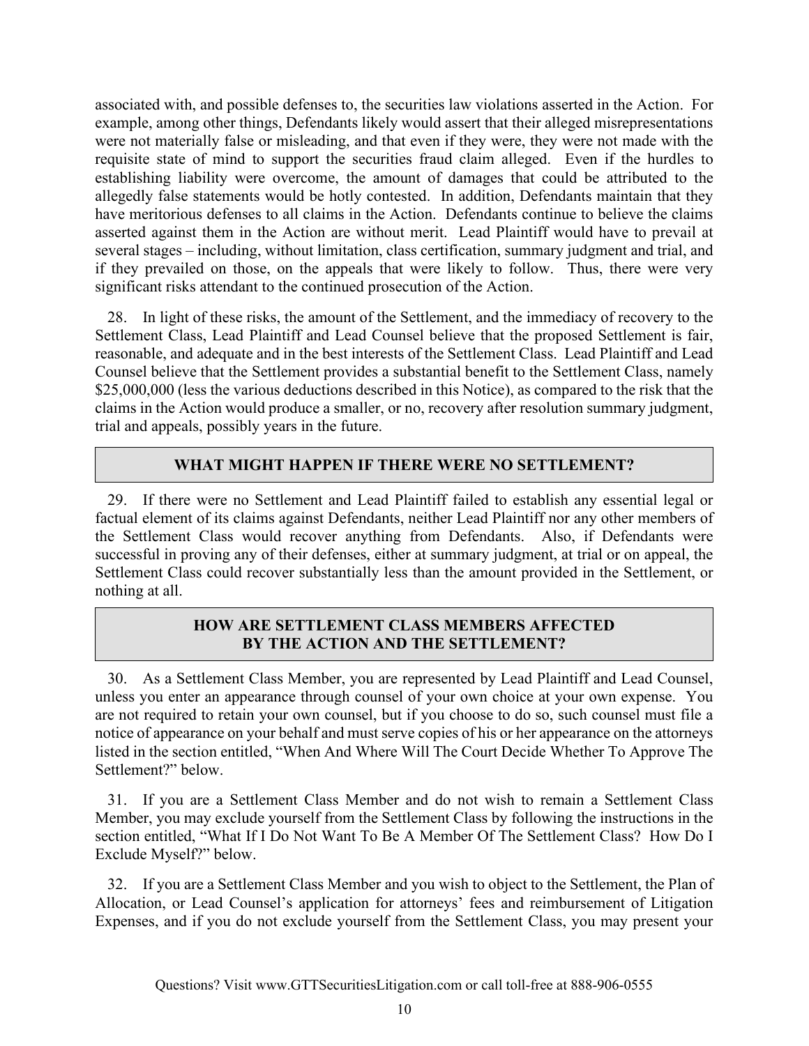associated with, and possible defenses to, the securities law violations asserted in the Action. For example, among other things, Defendants likely would assert that their alleged misrepresentations were not materially false or misleading, and that even if they were, they were not made with the requisite state of mind to support the securities fraud claim alleged. Even if the hurdles to establishing liability were overcome, the amount of damages that could be attributed to the allegedly false statements would be hotly contested. In addition, Defendants maintain that they have meritorious defenses to all claims in the Action. Defendants continue to believe the claims asserted against them in the Action are without merit. Lead Plaintiff would have to prevail at several stages – including, without limitation, class certification, summary judgment and trial, and if they prevailed on those, on the appeals that were likely to follow. Thus, there were very significant risks attendant to the continued prosecution of the Action.

28. In light of these risks, the amount of the Settlement, and the immediacy of recovery to the Settlement Class, Lead Plaintiff and Lead Counsel believe that the proposed Settlement is fair, reasonable, and adequate and in the best interests of the Settlement Class. Lead Plaintiff and Lead Counsel believe that the Settlement provides a substantial benefit to the Settlement Class, namely $25,000,000 (less the various deductions described in this Notice), as compared to the risk that the claims in the Action would produce a smaller, or no, recovery after resolution summary judgment, trial and appeals, possibly years in the future.

## WHAT MIGHT HAPPEN IF THERE WERE NO SETTLEMENT?

29. If there were no Settlement and Lead Plaintiff failed to establish any essential legal or factual element of its claims against Defendants, neither Lead Plaintiff nor any other members of the Settlement Class would recover anything from Defendants. Also, if Defendants were successful in proving any of their defenses, either at summary judgment, at trial or on appeal, the Settlement Class could recover substantially less than the amount provided in the Settlement, or nothing at all.

## HOW ARE SETTLEMENT CLASS MEMBERS AFFECTED BY THE ACTION AND THE SETTLEMENT?

30. As a Settlement Class Member, you are represented by Lead Plaintiff and Lead Counsel, unless you enter an appearance through counsel of your own choice at your own expense. You are not required to retain your own counsel, but if you choose to do so, such counsel must file a notice of appearance on your behalf and must serve copies of his or her appearance on the attorneys listed in the section entitled, "When And Where Will The Court Decide Whether To Approve The Settlement?" below.

31. If you are a Settlement Class Member and do not wish to remain a Settlement Class Member, you may exclude yourself from the Settlement Class by following the instructions in the section entitled, "What If I Do Not Want To Be A Member Of The Settlement Class? How Do I Exclude Myself?" below.

32. If you are a Settlement Class Member and you wish to object to the Settlement, the Plan of Allocation, or Lead Counsel's application for attorneys' fees and reimbursement of Litigation Expenses, and if you do not exclude yourself from the Settlement Class, you may present your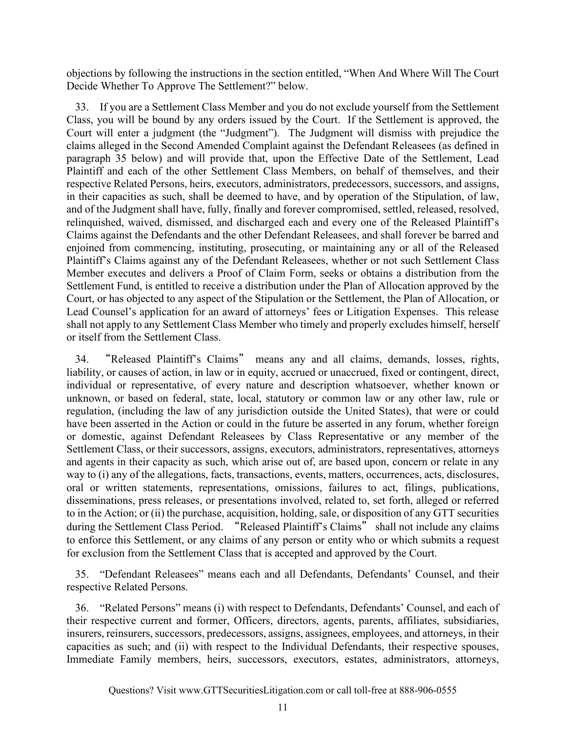objections by following the instructions in the section entitled, "When And Where Will The Court Decide Whether To Approve The Settlement?" below.

33. If you are a Settlement Class Member and you do not exclude yourself from the Settlement Class, you will be bound by any orders issued by the Court. If the Settlement is approved, the Court will enter a judgment (the "Judgment"). The Judgment will dismiss with prejudice the claims alleged in the Second Amended Complaint against the Defendant Releasees (as defined in paragraph 35 below) and will provide that, upon the Effective Date of the Settlement, Lead Plaintiff and each of the other Settlement Class Members, on behalf of themselves, and their respective Related Persons, heirs, executors, administrators, predecessors, successors, and assigns, in their capacities as such, shall be deemed to have, and by operation of the Stipulation, of law, and of the Judgment shall have, fully, finally and forever compromised, settled, released, resolved, relinquished, waived, dismissed, and discharged each and every one of the Released Plaintiff's Claims against the Defendants and the other Defendant Releasees, and shall forever be barred and enjoined from commencing, instituting, prosecuting, or maintaining any or all of the Released Plaintiff's Claims against any of the Defendant Releasees, whether or not such Settlement Class Member executes and delivers a Proof of Claim Form, seeks or obtains a distribution from the Settlement Fund, is entitled to receive a distribution under the Plan of Allocation approved by the Court, or has objected to any aspect of the Stipulation or the Settlement, the Plan of Allocation, or Lead Counsel's application for an award of attorneys' fees or Litigation Expenses. This release shall not apply to any Settlement Class Member who timely and properly excludes himself, herself or itself from the Settlement Class.

34. "Released Plaintiff's Claims" means any and all claims, demands, losses, rights, liability, or causes of action, in law or in equity, accrued or unaccrued, fixed or contingent, direct, individual or representative, of every nature and description whatsoever, whether known or unknown, or based on federal, state, local, statutory or common law or any other law, rule or regulation, (including the law of any jurisdiction outside the United States), that were or could have been asserted in the Action or could in the future be asserted in any forum, whether foreign or domestic, against Defendant Releasees by Class Representative or any member of the Settlement Class, or their successors, assigns, executors, administrators, representatives, attorneys and agents in their capacity as such, which arise out of, are based upon, concern or relate in any way to (i) any of the allegations, facts, transactions, events, matters, occurrences, acts, disclosures, oral or written statements, representations, omissions, failures to act, filings, publications, disseminations, press releases, or presentations involved, related to, set forth, alleged or referred to in the Action; or (ii) the purchase, acquisition, holding, sale, or disposition of any GTT securities during the Settlement Class Period. "Released Plaintiff's Claims" shall not include any claims to enforce this Settlement, or any claims of any person or entity who or which submits a request for exclusion from the Settlement Class that is accepted and approved by the Court.

35. "Defendant Releasees" means each and all Defendants, Defendants' Counsel, and their respective Related Persons.

36. "Related Persons" means (i) with respect to Defendants, Defendants' Counsel, and each of their respective current and former, Officers, directors, agents, parents, affiliates, subsidiaries, insurers, reinsurers, successors, predecessors, assigns, assignees, employees, and attorneys, in their capacities as such; and (ii) with respect to the Individual Defendants, their respective spouses, Immediate Family members, heirs, successors, executors, estates, administrators, attorneys,

Questions? Visit www.GTTSecuritiesLitigation.com or call toll-free at 888-906-0555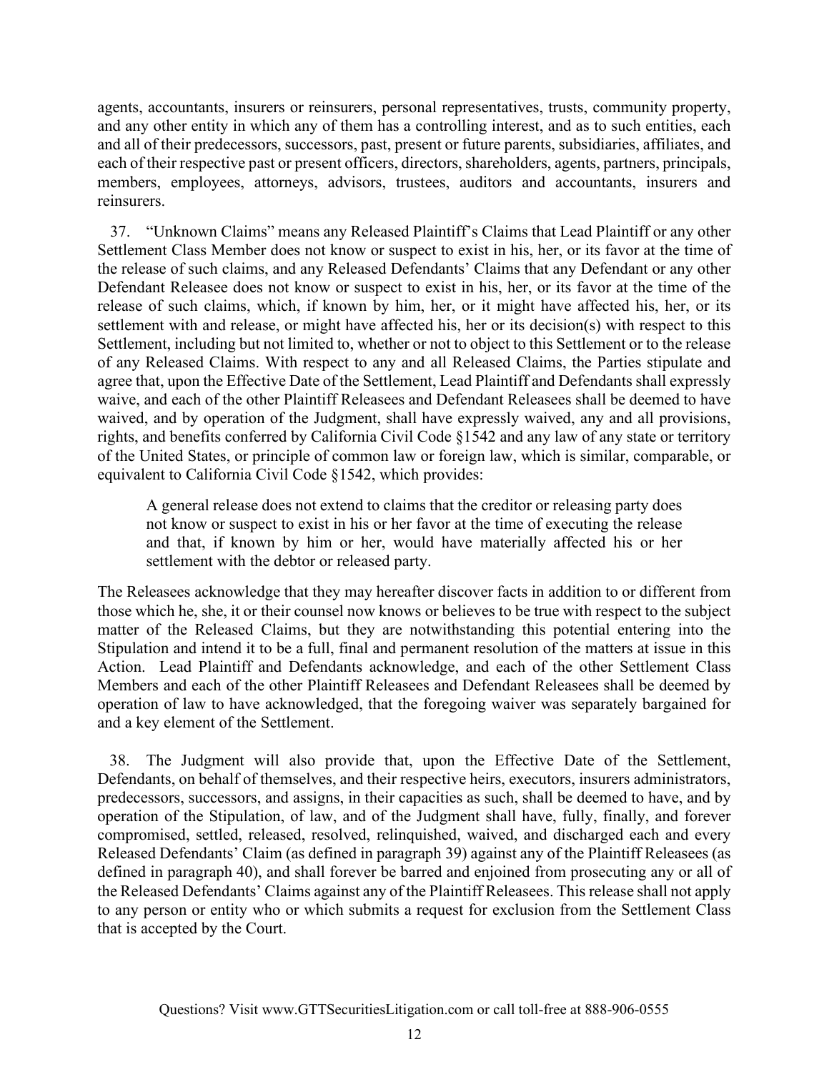agents, accountants, insurers or reinsurers, personal representatives, trusts, community property, and any other entity in which any of them has a controlling interest, and as to such entities, each and all of their predecessors, successors, past, present or future parents, subsidiaries, affiliates, and each of their respective past or present officers, directors, shareholders, agents, partners, principals, members, employees, attorneys, advisors, trustees, auditors and accountants, insurers and reinsurers.

37. "Unknown Claims" means any Released Plaintiff's Claims that Lead Plaintiff or any other Settlement Class Member does not know or suspect to exist in his, her, or its favor at the time of the release of such claims, and any Released Defendants' Claims that any Defendant or any other Defendant Releasee does not know or suspect to exist in his, her, or its favor at the time of the release of such claims, which, if known by him, her, or it might have affected his, her, or its settlement with and release, or might have affected his, her or its decision(s) with respect to this Settlement, including but not limited to, whether or not to object to this Settlement or to the release of any Released Claims. With respect to any and all Released Claims, the Parties stipulate and agree that, upon the Effective Date of the Settlement, Lead Plaintiff and Defendants shall expressly waive, and each of the other Plaintiff Releasees and Defendant Releasees shall be deemed to have waived, and by operation of the Judgment, shall have expressly waived, any and all provisions, rights, and benefits conferred by California Civil Code §1542 and any law of any state or territory of the United States, or principle of common law or foreign law, which is similar, comparable, or equivalent to California Civil Code §1542, which provides:

> A general release does not extend to claims that the creditor or releasing party does not know or suspect to exist in his or her favor at the time of executing the release and that, if known by him or her, would have materially affected his or her settlement with the debtor or released party.

The Releasees acknowledge that they may hereafter discover facts in addition to or different from those which he, she, it or their counsel now knows or believes to be true with respect to the subject matter of the Released Claims, but they are notwithstanding this potential entering into the Stipulation and intend it to be a full, final and permanent resolution of the matters at issue in this Action. Lead Plaintiff and Defendants acknowledge, and each of the other Settlement Class Members and each of the other Plaintiff Releasees and Defendant Releasees shall be deemed by operation of law to have acknowledged, that the foregoing waiver was separately bargained for and a key element of the Settlement.

38. The Judgment will also provide that, upon the Effective Date of the Settlement, Defendants, on behalf of themselves, and their respective heirs, executors, insurers administrators, predecessors, successors, and assigns, in their capacities as such, shall be deemed to have, and by operation of the Stipulation, of law, and of the Judgment shall have, fully, finally, and forever compromised, settled, released, resolved, relinquished, waived, and discharged each and every Released Defendants' Claim (as defined in paragraph 39) against any of the Plaintiff Releasees (as defined in paragraph 40), and shall forever be barred and enjoined from prosecuting any or all of the Released Defendants' Claims against any of the Plaintiff Releasees. This release shall not apply to any person or entity who or which submits a request for exclusion from the Settlement Class that is accepted by the Court.

Questions? Visit www.GTTSecuritiesLitigation.com or call toll-free at 888-906-0555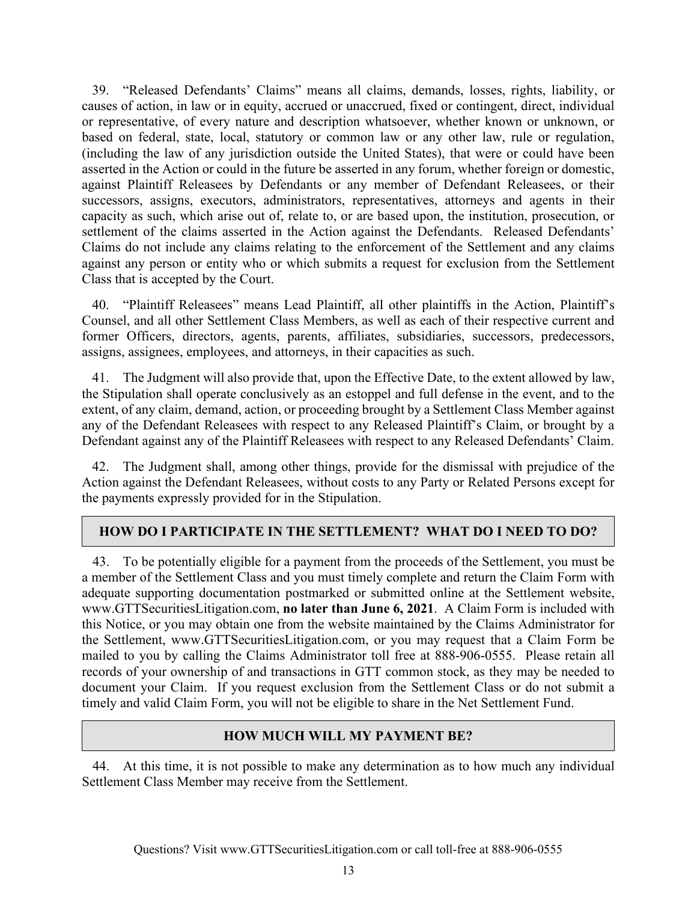39. "Released Defendants' Claims" means all claims, demands, losses, rights, liability, or causes of action, in law or in equity, accrued or unaccrued, fixed or contingent, direct, individual or representative, of every nature and description whatsoever, whether known or unknown, or based on federal, state, local, statutory or common law or any other law, rule or regulation, (including the law of any jurisdiction outside the United States), that were or could have been asserted in the Action or could in the future be asserted in any forum, whether foreign or domestic, against Plaintiff Releasees by Defendants or any member of Defendant Releasees, or their successors, assigns, executors, administrators, representatives, attorneys and agents in their capacity as such, which arise out of, relate to, or are based upon, the institution, prosecution, or settlement of the claims asserted in the Action against the Defendants. Released Defendants' Claims do not include any claims relating to the enforcement of the Settlement and any claims against any person or entity who or which submits a request for exclusion from the Settlement Class that is accepted by the Court.

40. "Plaintiff Releasees" means Lead Plaintiff, all other plaintiffs in the Action, Plaintiff's Counsel, and all other Settlement Class Members, as well as each of their respective current and former Officers, directors, agents, parents, affiliates, subsidiaries, successors, predecessors, assigns, assignees, employees, and attorneys, in their capacities as such.

41. The Judgment will also provide that, upon the Effective Date, to the extent allowed by law, the Stipulation shall operate conclusively as an estoppel and full defense in the event, and to the extent, of any claim, demand, action, or proceeding brought by a Settlement Class Member against any of the Defendant Releasees with respect to any Released Plaintiff's Claim, or brought by a Defendant against any of the Plaintiff Releasees with respect to any Released Defendants' Claim.

42. The Judgment shall, among other things, provide for the dismissal with prejudice of the Action against the Defendant Releasees, without costs to any Party or Related Persons except for the payments expressly provided for in the Stipulation.

## HOW DO I PARTICIPATE IN THE SETTLEMENT? WHAT DO I NEED TO DO?

43. To be potentially eligible for a payment from the proceeds of the Settlement, you must be a member of the Settlement Class and you must timely complete and return the Claim Form with adequate supporting documentation postmarked or submitted online at the Settlement website, www.GTTSecuritiesLitigation.com, **no later than June 6, 2021**. A Claim Form is included with this Notice, or you may obtain one from the website maintained by the Claims Administrator for the Settlement, www.GTTSecuritiesLitigation.com, or you may request that a Claim Form be mailed to you by calling the Claims Administrator toll free at 888-906-0555. Please retain all records of your ownership of and transactions in GTT common stock, as they may be needed to document your Claim. If you request exclusion from the Settlement Class or do not submit a timely and valid Claim Form, you will not be eligible to share in the Net Settlement Fund.

## HOW MUCH WILL MY PAYMENT BE?

44. At this time, it is not possible to make any determination as to how much any individual Settlement Class Member may receive from the Settlement.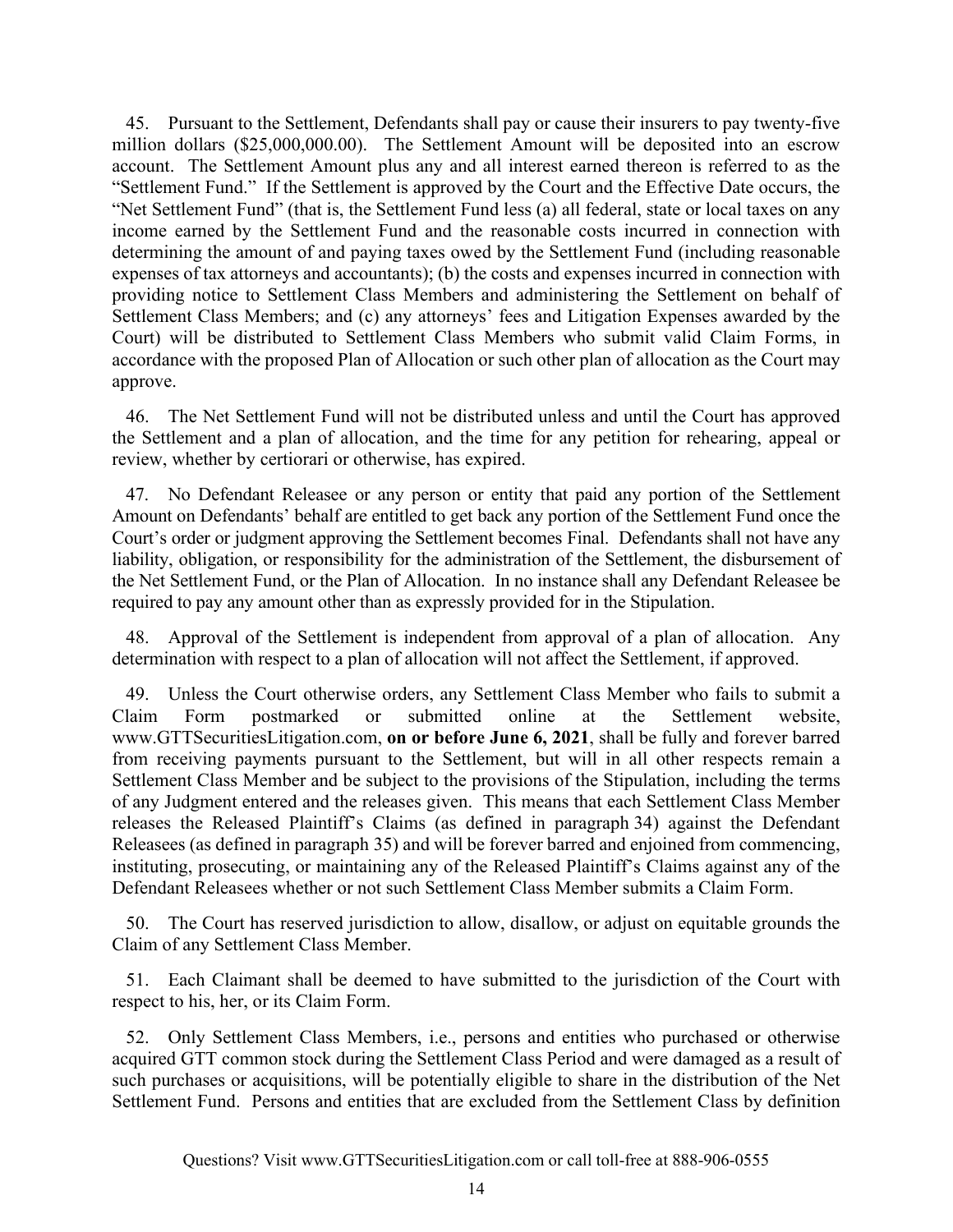45. Pursuant to the Settlement, Defendants shall pay or cause their insurers to pay twenty-five million dollars ($25,000,000.00). The Settlement Amount will be deposited into an escrow account. The Settlement Amount plus any and all interest earned thereon is referred to as the "Settlement Fund." If the Settlement is approved by the Court and the Effective Date occurs, the "Net Settlement Fund" (that is, the Settlement Fund less (a) all federal, state or local taxes on any income earned by the Settlement Fund and the reasonable costs incurred in connection with determining the amount of and paying taxes owed by the Settlement Fund (including reasonable expenses of tax attorneys and accountants); (b) the costs and expenses incurred in connection with providing notice to Settlement Class Members and administering the Settlement on behalf of Settlement Class Members; and (c) any attorneys' fees and Litigation Expenses awarded by the Court) will be distributed to Settlement Class Members who submit valid Claim Forms, in accordance with the proposed Plan of Allocation or such other plan of allocation as the Court may approve.

46. The Net Settlement Fund will not be distributed unless and until the Court has approved the Settlement and a plan of allocation, and the time for any petition for rehearing, appeal or review, whether by certiorari or otherwise, has expired.

47. No Defendant Releasee or any person or entity that paid any portion of the Settlement Amount on Defendants' behalf are entitled to get back any portion of the Settlement Fund once the Court's order or judgment approving the Settlement becomes Final. Defendants shall not have any liability, obligation, or responsibility for the administration of the Settlement, the disbursement of the Net Settlement Fund, or the Plan of Allocation. In no instance shall any Defendant Releasee be required to pay any amount other than as expressly provided for in the Stipulation.

48. Approval of the Settlement is independent from approval of a plan of allocation. Any determination with respect to a plan of allocation will not affect the Settlement, if approved.

49. Unless the Court otherwise orders, any Settlement Class Member who fails to submit a Claim Form postmarked or submitted online at the Settlement website, www.GTTSecuritiesLitigation.com, **on or before June 6, 2021**, shall be fully and forever barred from receiving payments pursuant to the Settlement, but will in all other respects remain a Settlement Class Member and be subject to the provisions of the Stipulation, including the terms of any Judgment entered and the releases given. This means that each Settlement Class Member releases the Released Plaintiff's Claims (as defined in paragraph 34) against the Defendant Releasees (as defined in paragraph 35) and will be forever barred and enjoined from commencing, instituting, prosecuting, or maintaining any of the Released Plaintiff's Claims against any of the Defendant Releasees whether or not such Settlement Class Member submits a Claim Form.

50. The Court has reserved jurisdiction to allow, disallow, or adjust on equitable grounds the Claim of any Settlement Class Member.

51. Each Claimant shall be deemed to have submitted to the jurisdiction of the Court with respect to his, her, or its Claim Form.

52. Only Settlement Class Members, i.e., persons and entities who purchased or otherwise acquired GTT common stock during the Settlement Class Period and were damaged as a result of such purchases or acquisitions, will be potentially eligible to share in the distribution of the Net Settlement Fund. Persons and entities that are excluded from the Settlement Class by definition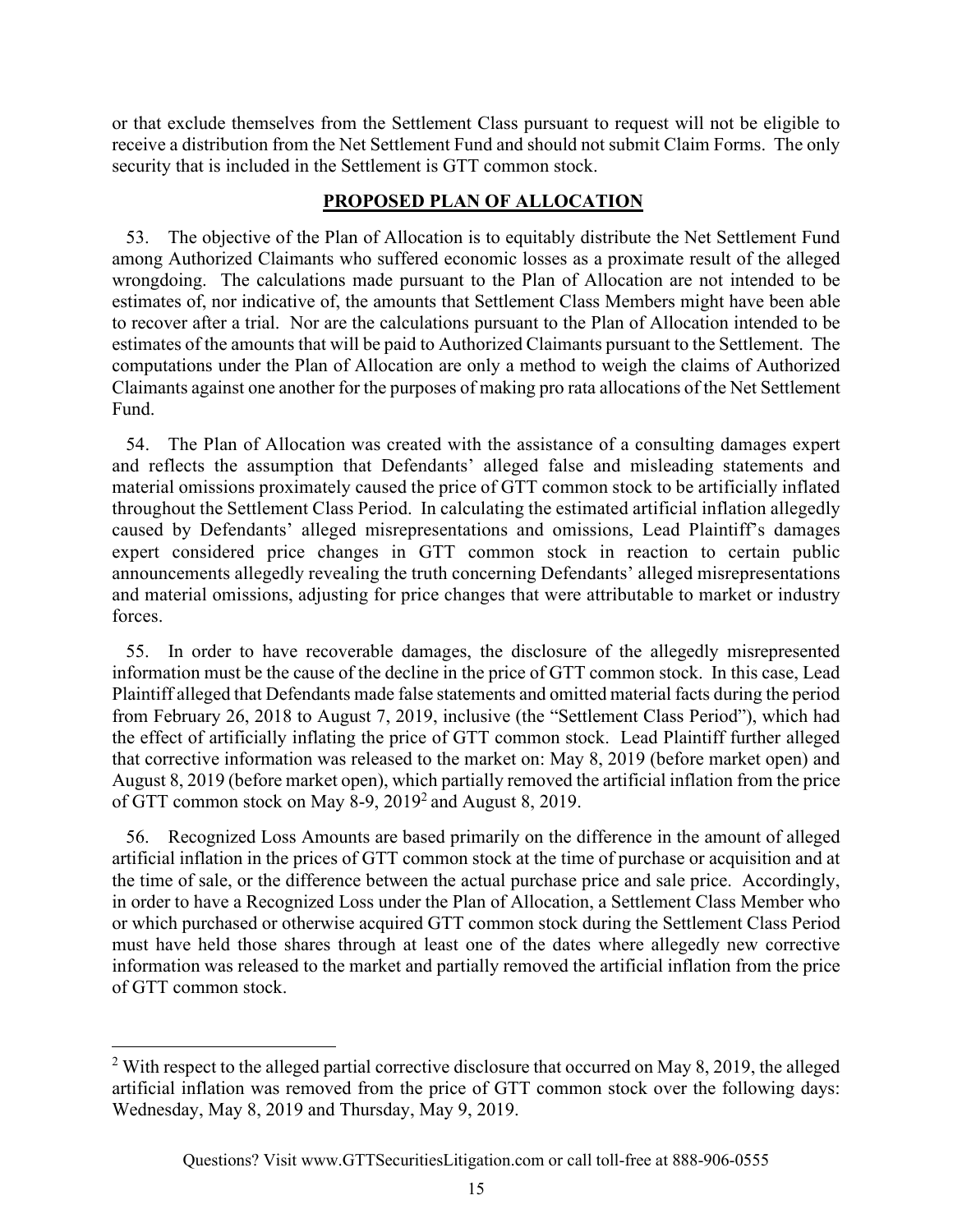or that exclude themselves from the Settlement Class pursuant to request will not be eligible to receive a distribution from the Net Settlement Fund and should not submit Claim Forms. The only security that is included in the Settlement is GTT common stock.

## PROPOSED PLAN OF ALLOCATION

53. The objective of the Plan of Allocation is to equitably distribute the Net Settlement Fund among Authorized Claimants who suffered economic losses as a proximate result of the alleged wrongdoing. The calculations made pursuant to the Plan of Allocation are not intended to be estimates of, nor indicative of, the amounts that Settlement Class Members might have been able to recover after a trial. Nor are the calculations pursuant to the Plan of Allocation intended to be estimates of the amounts that will be paid to Authorized Claimants pursuant to the Settlement. The computations under the Plan of Allocation are only a method to weigh the claims of Authorized Claimants against one another for the purposes of making pro rata allocations of the Net Settlement Fund.

54. The Plan of Allocation was created with the assistance of a consulting damages expert and reflects the assumption that Defendants' alleged false and misleading statements and material omissions proximately caused the price of GTT common stock to be artificially inflated throughout the Settlement Class Period. In calculating the estimated artificial inflation allegedly caused by Defendants' alleged misrepresentations and omissions, Lead Plaintiff's damages expert considered price changes in GTT common stock in reaction to certain public announcements allegedly revealing the truth concerning Defendants' alleged misrepresentations and material omissions, adjusting for price changes that were attributable to market or industry forces.

55. In order to have recoverable damages, the disclosure of the allegedly misrepresented information must be the cause of the decline in the price of GTT common stock. In this case, Lead Plaintiff alleged that Defendants made false statements and omitted material facts during the period from February 26, 2018 to August 7, 2019, inclusive (the "Settlement Class Period"), which had the effect of artificially inflating the price of GTT common stock. Lead Plaintiff further alleged that corrective information was released to the market on: May 8, 2019 (before market open) and August 8, 2019 (before market open), which partially removed the artificial inflation from the price of GTT common stock on May 8-9, 2019[2] and August 8, 2019.

56. Recognized Loss Amounts are based primarily on the difference in the amount of alleged artificial inflation in the prices of GTT common stock at the time of purchase or acquisition and at the time of sale, or the difference between the actual purchase price and sale price. Accordingly, in order to have a Recognized Loss under the Plan of Allocation, a Settlement Class Member who or which purchased or otherwise acquired GTT common stock during the Settlement Class Period must have held those shares through at least one of the dates where allegedly new corrective information was released to the market and partially removed the artificial inflation from the price of GTT common stock.

[2] With respect to the alleged partial corrective disclosure that occurred on May 8, 2019, the alleged artificial inflation was removed from the price of GTT common stock over the following days: Wednesday, May 8, 2019 and Thursday, May 9, 2019.

Questions? Visit www.GTTSecuritiesLitigation.com or call toll-free at 888-906-0555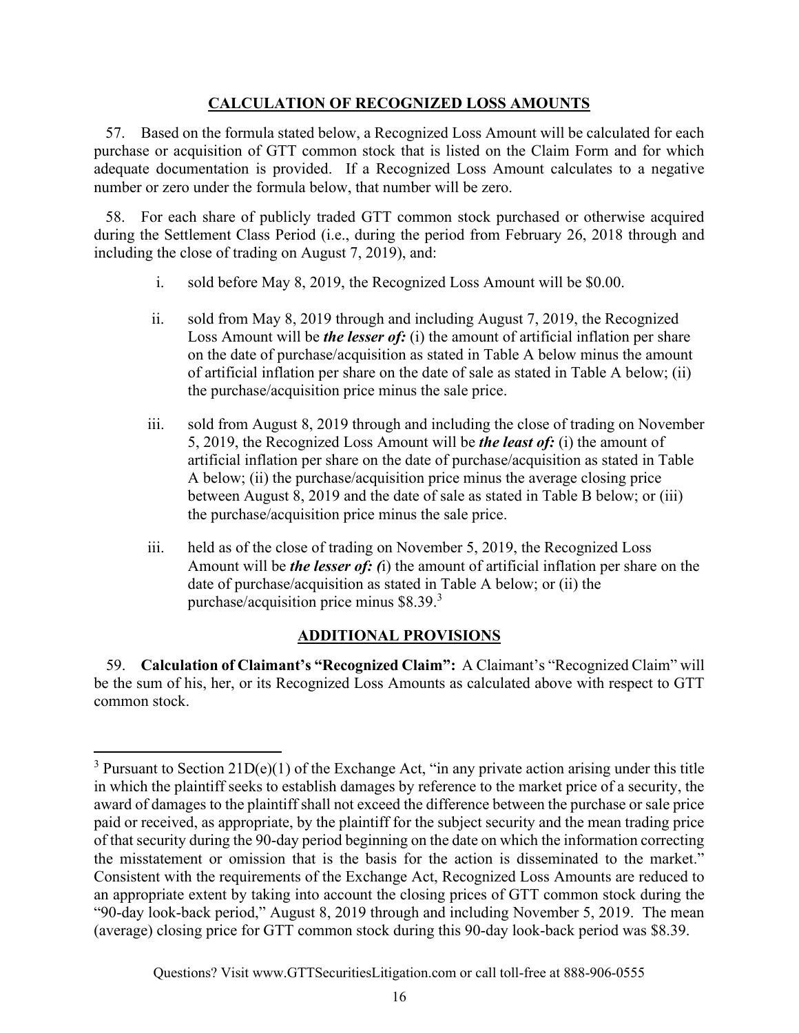## CALCULATION OF RECOGNIZED LOSS AMOUNTS

57. Based on the formula stated below, a Recognized Loss Amount will be calculated for each purchase or acquisition of GTT common stock that is listed on the Claim Form and for which adequate documentation is provided. If a Recognized Loss Amount calculates to a negative number or zero under the formula below, that number will be zero.

58. For each share of publicly traded GTT common stock purchased or otherwise acquired during the Settlement Class Period (i.e., during the period from February 26, 2018 through and including the close of trading on August 7, 2019), and:

i. sold before May 8, 2019, the Recognized Loss Amount will be $0.00.

ii. sold from May 8, 2019 through and including August 7, 2019, the Recognized Loss Amount will be ***the lesser of:*** (i) the amount of artificial inflation per share on the date of purchase/acquisition as stated in Table A below minus the amount of artificial inflation per share on the date of sale as stated in Table A below; (ii) the purchase/acquisition price minus the sale price.

iii. sold from August 8, 2019 through and including the close of trading on November 5, 2019, the Recognized Loss Amount will be ***the least of:*** (i) the amount of artificial inflation per share on the date of purchase/acquisition as stated in Table A below; (ii) the purchase/acquisition price minus the average closing price between August 8, 2019 and the date of sale as stated in Table B below; or (iii) the purchase/acquisition price minus the sale price.

iii. held as of the close of trading on November 5, 2019, the Recognized Loss Amount will be ***the lesser of: (***i) the amount of artificial inflation per share on the date of purchase/acquisition as stated in Table A below; or (ii) the purchase/acquisition price minus $8.39.[3]

## ADDITIONAL PROVISIONS

59. **Calculation of Claimant's "Recognized Claim":** A Claimant's "Recognized Claim" will be the sum of his, her, or its Recognized Loss Amounts as calculated above with respect to GTT common stock.

---

[3] Pursuant to Section 21D(e)(1) of the Exchange Act, "in any private action arising under this title in which the plaintiff seeks to establish damages by reference to the market price of a security, the award of damages to the plaintiff shall not exceed the difference between the purchase or sale price paid or received, as appropriate, by the plaintiff for the subject security and the mean trading price of that security during the 90-day period beginning on the date on which the information correcting the misstatement or omission that is the basis for the action is disseminated to the market." Consistent with the requirements of the Exchange Act, Recognized Loss Amounts are reduced to an appropriate extent by taking into account the closing prices of GTT common stock during the "90-day look-back period," August 8, 2019 through and including November 5, 2019. The mean (average) closing price for GTT common stock during this 90-day look-back period was $8.39.

Questions? Visit www.GTTSecuritiesLitigation.com or call toll-free at 888-906-0555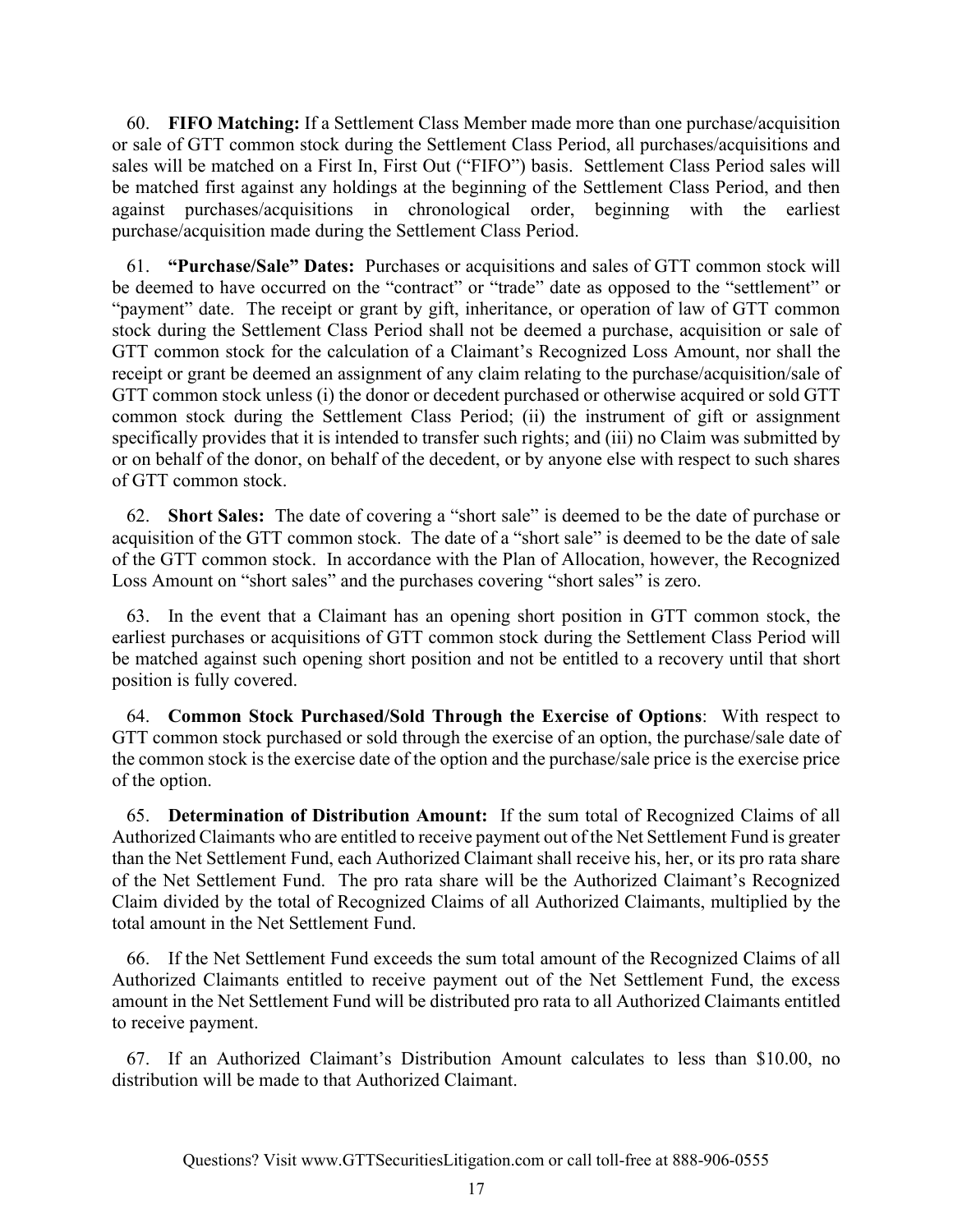60. **FIFO Matching:** If a Settlement Class Member made more than one purchase/acquisition or sale of GTT common stock during the Settlement Class Period, all purchases/acquisitions and sales will be matched on a First In, First Out ("FIFO") basis. Settlement Class Period sales will be matched first against any holdings at the beginning of the Settlement Class Period, and then against purchases/acquisitions in chronological order, beginning with the earliest purchase/acquisition made during the Settlement Class Period.

61. **"Purchase/Sale" Dates:** Purchases or acquisitions and sales of GTT common stock will be deemed to have occurred on the "contract" or "trade" date as opposed to the "settlement" or "payment" date. The receipt or grant by gift, inheritance, or operation of law of GTT common stock during the Settlement Class Period shall not be deemed a purchase, acquisition or sale of GTT common stock for the calculation of a Claimant's Recognized Loss Amount, nor shall the receipt or grant be deemed an assignment of any claim relating to the purchase/acquisition/sale of GTT common stock unless (i) the donor or decedent purchased or otherwise acquired or sold GTT common stock during the Settlement Class Period; (ii) the instrument of gift or assignment specifically provides that it is intended to transfer such rights; and (iii) no Claim was submitted by or on behalf of the donor, on behalf of the decedent, or by anyone else with respect to such shares of GTT common stock.

62. **Short Sales:** The date of covering a "short sale" is deemed to be the date of purchase or acquisition of the GTT common stock. The date of a "short sale" is deemed to be the date of sale of the GTT common stock. In accordance with the Plan of Allocation, however, the Recognized Loss Amount on "short sales" and the purchases covering "short sales" is zero.

63. In the event that a Claimant has an opening short position in GTT common stock, the earliest purchases or acquisitions of GTT common stock during the Settlement Class Period will be matched against such opening short position and not be entitled to a recovery until that short position is fully covered.

64. **Common Stock Purchased/Sold Through the Exercise of Options**: With respect to GTT common stock purchased or sold through the exercise of an option, the purchase/sale date of the common stock is the exercise date of the option and the purchase/sale price is the exercise price of the option.

65. **Determination of Distribution Amount:** If the sum total of Recognized Claims of all Authorized Claimants who are entitled to receive payment out of the Net Settlement Fund is greater than the Net Settlement Fund, each Authorized Claimant shall receive his, her, or its pro rata share of the Net Settlement Fund. The pro rata share will be the Authorized Claimant's Recognized Claim divided by the total of Recognized Claims of all Authorized Claimants, multiplied by the total amount in the Net Settlement Fund.

66. If the Net Settlement Fund exceeds the sum total amount of the Recognized Claims of all Authorized Claimants entitled to receive payment out of the Net Settlement Fund, the excess amount in the Net Settlement Fund will be distributed pro rata to all Authorized Claimants entitled to receive payment.

67. If an Authorized Claimant's Distribution Amount calculates to less than $10.00, no distribution will be made to that Authorized Claimant.

Questions? Visit www.GTTSecuritiesLitigation.com or call toll-free at 888-906-0555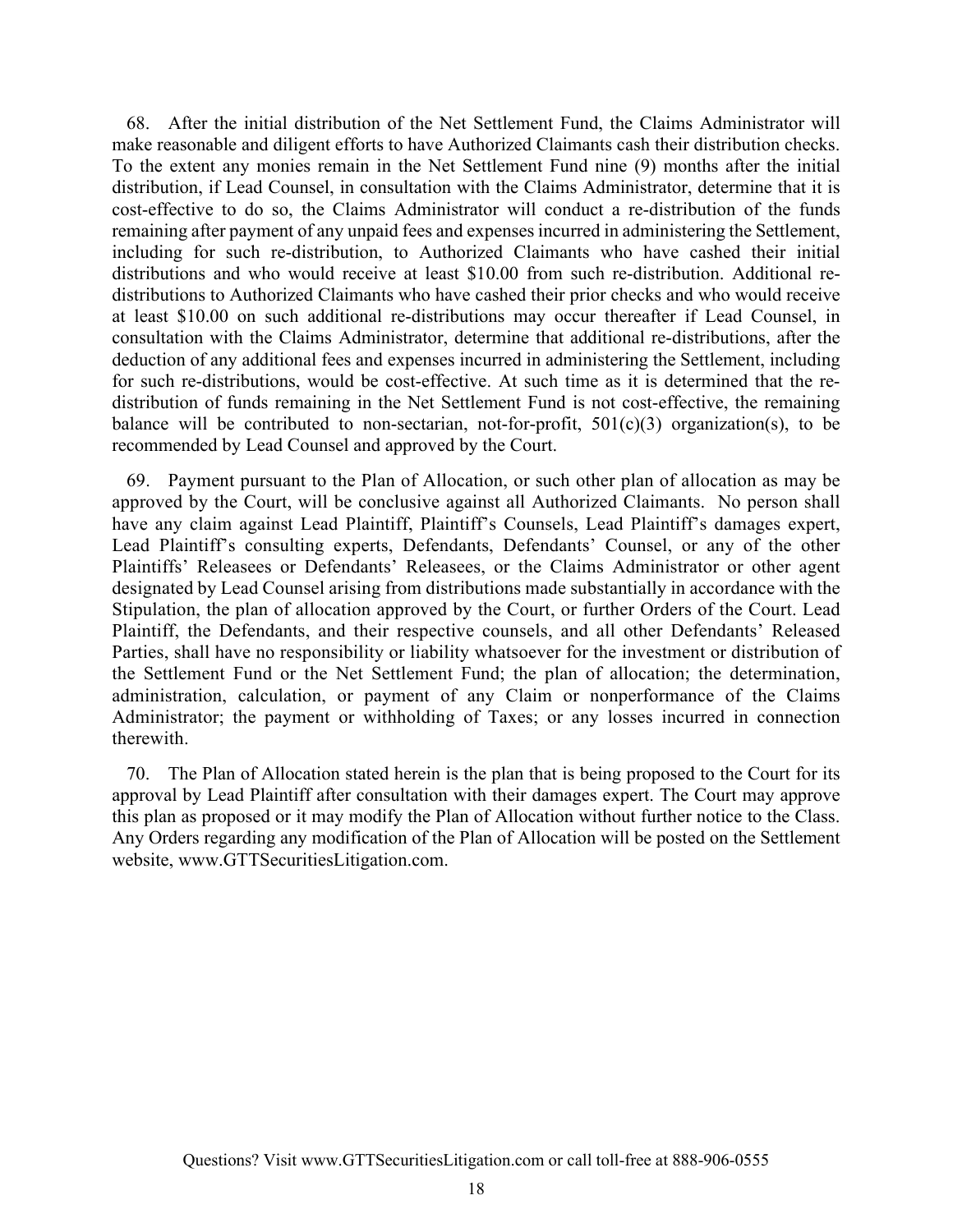68. After the initial distribution of the Net Settlement Fund, the Claims Administrator will make reasonable and diligent efforts to have Authorized Claimants cash their distribution checks. To the extent any monies remain in the Net Settlement Fund nine (9) months after the initial distribution, if Lead Counsel, in consultation with the Claims Administrator, determine that it is cost-effective to do so, the Claims Administrator will conduct a re-distribution of the funds remaining after payment of any unpaid fees and expenses incurred in administering the Settlement, including for such re-distribution, to Authorized Claimants who have cashed their initial distributions and who would receive at least $10.00 from such re-distribution. Additional re-distributions to Authorized Claimants who have cashed their prior checks and who would receive at least $10.00 on such additional re-distributions may occur thereafter if Lead Counsel, in consultation with the Claims Administrator, determine that additional re-distributions, after the deduction of any additional fees and expenses incurred in administering the Settlement, including for such re-distributions, would be cost-effective. At such time as it is determined that the re-distribution of funds remaining in the Net Settlement Fund is not cost-effective, the remaining balance will be contributed to non-sectarian, not-for-profit, 501(c)(3) organization(s), to be recommended by Lead Counsel and approved by the Court.

69. Payment pursuant to the Plan of Allocation, or such other plan of allocation as may be approved by the Court, will be conclusive against all Authorized Claimants. No person shall have any claim against Lead Plaintiff, Plaintiff's Counsels, Lead Plaintiff's damages expert, Lead Plaintiff's consulting experts, Defendants, Defendants' Counsel, or any of the other Plaintiffs' Releasees or Defendants' Releasees, or the Claims Administrator or other agent designated by Lead Counsel arising from distributions made substantially in accordance with the Stipulation, the plan of allocation approved by the Court, or further Orders of the Court. Lead Plaintiff, the Defendants, and their respective counsels, and all other Defendants' Released Parties, shall have no responsibility or liability whatsoever for the investment or distribution of the Settlement Fund or the Net Settlement Fund; the plan of allocation; the determination, administration, calculation, or payment of any Claim or nonperformance of the Claims Administrator; the payment or withholding of Taxes; or any losses incurred in connection therewith.

70. The Plan of Allocation stated herein is the plan that is being proposed to the Court for its approval by Lead Plaintiff after consultation with their damages expert. The Court may approve this plan as proposed or it may modify the Plan of Allocation without further notice to the Class. Any Orders regarding any modification of the Plan of Allocation will be posted on the Settlement website, www.GTTSecuritiesLitigation.com.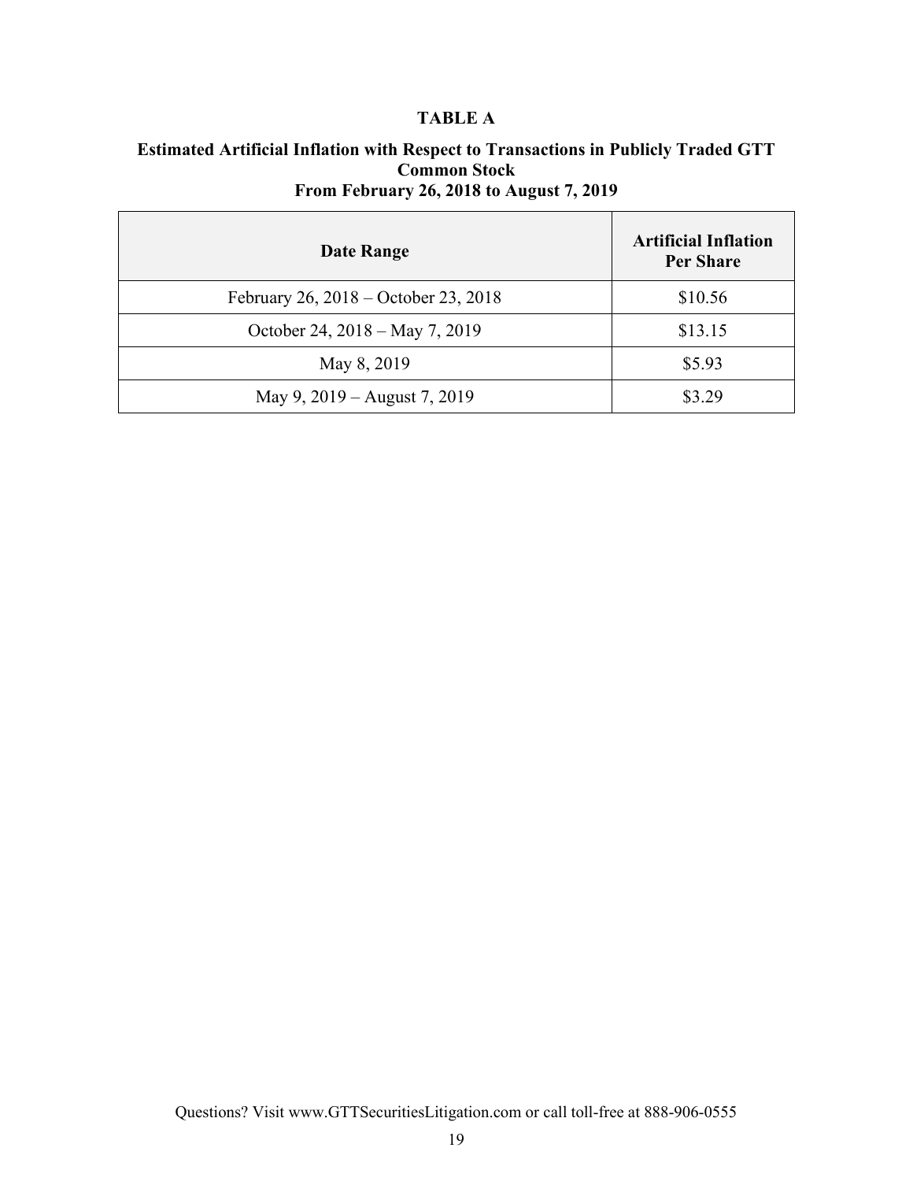# TABLE A

**Estimated Artificial Inflation with Respect to Transactions in Publicly Traded GTT Common Stock**
**From February 26, 2018 to August 7, 2019**

| Date Range | Artificial Inflation Per Share |
|---|---|
| February 26, 2018 – October 23, 2018 | $10.56 |
| October 24, 2018 – May 7, 2019 | $13.15 |
| May 8, 2019 | $5.93 |
| May 9, 2019 – August 7, 2019 | $3.29 |

Questions? Visit www.GTTSecuritiesLitigation.com or call toll-free at 888-906-0555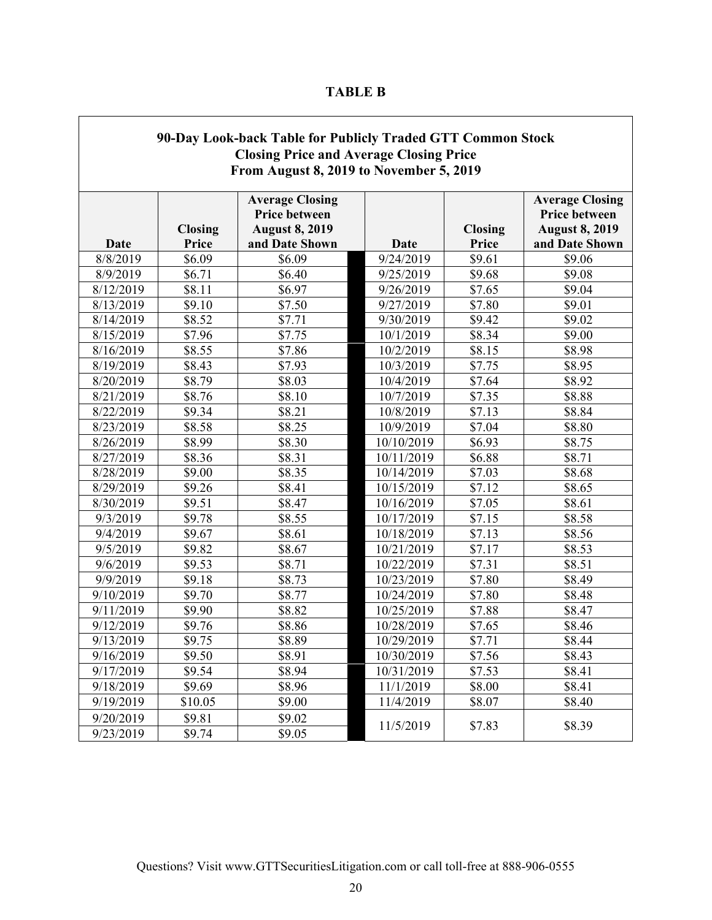**TABLE B**

**90-Day Look-back Table for Publicly Traded GTT Common Stock**
**Closing Price and Average Closing Price**
**From August 8, 2019 to November 5, 2019**

| Date | Closing Price | Average Closing Price between August 8, 2019 and Date Shown | Date | Closing Price | Average Closing Price between August 8, 2019 and Date Shown |
|---|---|---|---|---|---|
| 8/8/2019 | $6.09 | $6.09 | 9/24/2019 | $9.61 | $9.06 |
| 8/9/2019 | $6.71 | $6.40 | 9/25/2019 | $9.68 | $9.08 |
| 8/12/2019 | $8.11 | $6.97 | 9/26/2019 | $7.65 | $9.04 |
| 8/13/2019 | $9.10 | $7.50 | 9/27/2019 | $7.80 | $9.01 |
| 8/14/2019 | $8.52 | $7.71 | 9/30/2019 | $9.42 | $9.02 |
| 8/15/2019 | $7.96 | $7.75 | 10/1/2019 | $8.34 | $9.00 |
| 8/16/2019 | $8.55 | $7.86 | 10/2/2019 | $8.15 | $8.98 |
| 8/19/2019 | $8.43 | $7.93 | 10/3/2019 | $7.75 | $8.95 |
| 8/20/2019 | $8.79 | $8.03 | 10/4/2019 | $7.64 | $8.92 |
| 8/21/2019 | $8.76 | $8.10 | 10/7/2019 | $7.35 | $8.88 |
| 8/22/2019 | $9.34 | $8.21 | 10/8/2019 | $7.13 | $8.84 |
| 8/23/2019 | $8.58 | $8.25 | 10/9/2019 | $7.04 | $8.80 |
| 8/26/2019 | $8.99 | $8.30 | 10/10/2019 | $6.93 | $8.75 |
| 8/27/2019 | $8.36 | $8.31 | 10/11/2019 | $6.88 | $8.71 |
| 8/28/2019 | $9.00 | $8.35 | 10/14/2019 | $7.03 | $8.68 |
| 8/29/2019 | $9.26 | $8.41 | 10/15/2019 | $7.12 | $8.65 |
| 8/30/2019 | $9.51 | $8.47 | 10/16/2019 | $7.05 | $8.61 |
| 9/3/2019 | $9.78 | $8.55 | 10/17/2019 | $7.15 | $8.58 |
| 9/4/2019 | $9.67 | $8.61 | 10/18/2019 | $7.13 | $8.56 |
| 9/5/2019 | $9.82 | $8.67 | 10/21/2019 | $7.17 | $8.53 |
| 9/6/2019 | $9.53 | $8.71 | 10/22/2019 | $7.31 | $8.51 |
| 9/9/2019 | $9.18 | $8.73 | 10/23/2019 | $7.80 | $8.49 |
| 9/10/2019 | $9.70 | $8.77 | 10/24/2019 | $7.80 | $8.48 |
| 9/11/2019 | $9.90 | $8.82 | 10/25/2019 | $7.88 | $8.47 |
| 9/12/2019 | $9.76 | $8.86 | 10/28/2019 | $7.65 | $8.46 |
| 9/13/2019 | $9.75 | $8.89 | 10/29/2019 | $7.71 | $8.44 |
| 9/16/2019 | $9.50 | $8.91 | 10/30/2019 | $7.56 | $8.43 |
| 9/17/2019 | $9.54 | $8.94 | 10/31/2019 | $7.53 | $8.41 |
| 9/18/2019 | $9.69 | $8.96 | 11/1/2019 | $8.00 | $8.41 |
| 9/19/2019 | $10.05 | $9.00 | 11/4/2019 | $8.07 | $8.40 |
| 9/20/2019 | $9.81 | $9.02 | 11/5/2019 | $7.83 | $8.39 |
| 9/23/2019 | $9.74 | $9.05 | | | |

Questions? Visit www.GTTSecuritiesLitigation.com or call toll-free at 888-906-0555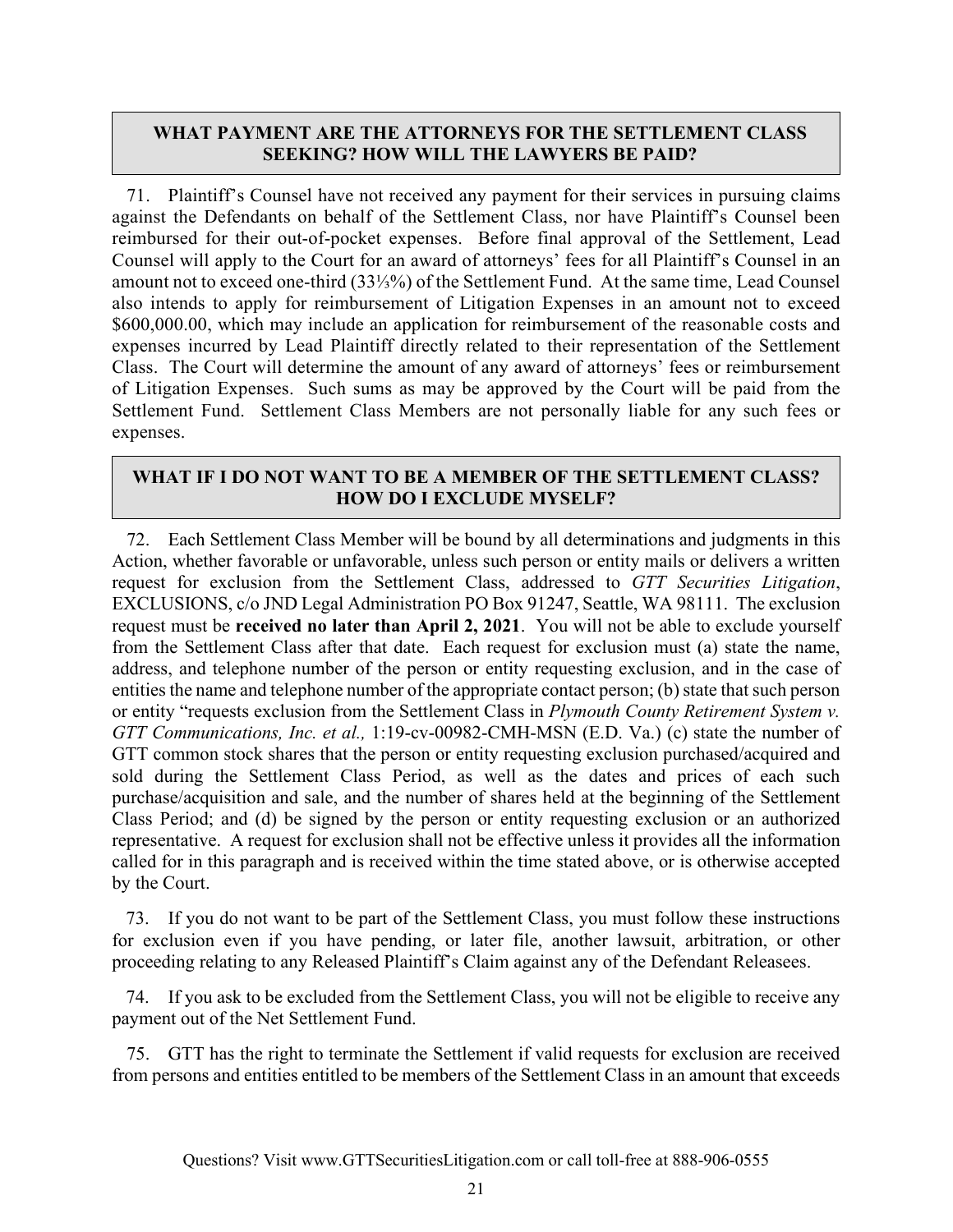## WHAT PAYMENT ARE THE ATTORNEYS FOR THE SETTLEMENT CLASS SEEKING? HOW WILL THE LAWYERS BE PAID?

71. Plaintiff's Counsel have not received any payment for their services in pursuing claims against the Defendants on behalf of the Settlement Class, nor have Plaintiff's Counsel been reimbursed for their out-of-pocket expenses. Before final approval of the Settlement, Lead Counsel will apply to the Court for an award of attorneys' fees for all Plaintiff's Counsel in an amount not to exceed one-third (33⅓%) of the Settlement Fund. At the same time, Lead Counsel also intends to apply for reimbursement of Litigation Expenses in an amount not to exceed \$600,000.00, which may include an application for reimbursement of the reasonable costs and expenses incurred by Lead Plaintiff directly related to their representation of the Settlement Class. The Court will determine the amount of any award of attorneys' fees or reimbursement of Litigation Expenses. Such sums as may be approved by the Court will be paid from the Settlement Fund. Settlement Class Members are not personally liable for any such fees or expenses.

## WHAT IF I DO NOT WANT TO BE A MEMBER OF THE SETTLEMENT CLASS? HOW DO I EXCLUDE MYSELF?

72. Each Settlement Class Member will be bound by all determinations and judgments in this Action, whether favorable or unfavorable, unless such person or entity mails or delivers a written request for exclusion from the Settlement Class, addressed to *GTT Securities Litigation*, EXCLUSIONS, c/o JND Legal Administration PO Box 91247, Seattle, WA 98111. The exclusion request must be **received no later than April 2, 2021**. You will not be able to exclude yourself from the Settlement Class after that date. Each request for exclusion must (a) state the name, address, and telephone number of the person or entity requesting exclusion, and in the case of entities the name and telephone number of the appropriate contact person; (b) state that such person or entity "requests exclusion from the Settlement Class in *Plymouth County Retirement System v. GTT Communications, Inc. et al.,* 1:19-cv-00982-CMH-MSN (E.D. Va.) (c) state the number of GTT common stock shares that the person or entity requesting exclusion purchased/acquired and sold during the Settlement Class Period, as well as the dates and prices of each such purchase/acquisition and sale, and the number of shares held at the beginning of the Settlement Class Period; and (d) be signed by the person or entity requesting exclusion or an authorized representative. A request for exclusion shall not be effective unless it provides all the information called for in this paragraph and is received within the time stated above, or is otherwise accepted by the Court.

73. If you do not want to be part of the Settlement Class, you must follow these instructions for exclusion even if you have pending, or later file, another lawsuit, arbitration, or other proceeding relating to any Released Plaintiff's Claim against any of the Defendant Releasees.

74. If you ask to be excluded from the Settlement Class, you will not be eligible to receive any payment out of the Net Settlement Fund.

75. GTT has the right to terminate the Settlement if valid requests for exclusion are received from persons and entities entitled to be members of the Settlement Class in an amount that exceeds

Questions? Visit www.GTTSecuritiesLitigation.com or call toll-free at 888-906-0555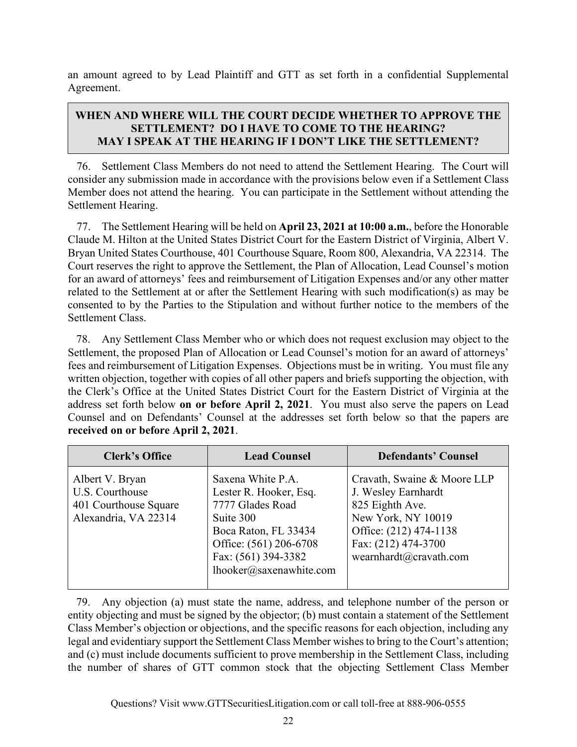an amount agreed to by Lead Plaintiff and GTT as set forth in a confidential Supplemental Agreement.

## WHEN AND WHERE WILL THE COURT DECIDE WHETHER TO APPROVE THE SETTLEMENT? DO I HAVE TO COME TO THE HEARING? MAY I SPEAK AT THE HEARING IF I DON'T LIKE THE SETTLEMENT?

76. Settlement Class Members do not need to attend the Settlement Hearing. The Court will consider any submission made in accordance with the provisions below even if a Settlement Class Member does not attend the hearing. You can participate in the Settlement without attending the Settlement Hearing.

77. The Settlement Hearing will be held on **April 23, 2021 at 10:00 a.m.**, before the Honorable Claude M. Hilton at the United States District Court for the Eastern District of Virginia, Albert V. Bryan United States Courthouse, 401 Courthouse Square, Room 800, Alexandria, VA 22314. The Court reserves the right to approve the Settlement, the Plan of Allocation, Lead Counsel's motion for an award of attorneys' fees and reimbursement of Litigation Expenses and/or any other matter related to the Settlement at or after the Settlement Hearing with such modification(s) as may be consented to by the Parties to the Stipulation and without further notice to the members of the Settlement Class.

78. Any Settlement Class Member who or which does not request exclusion may object to the Settlement, the proposed Plan of Allocation or Lead Counsel's motion for an award of attorneys' fees and reimbursement of Litigation Expenses. Objections must be in writing. You must file any written objection, together with copies of all other papers and briefs supporting the objection, with the Clerk's Office at the United States District Court for the Eastern District of Virginia at the address set forth below **on or before April 2, 2021**. You must also serve the papers on Lead Counsel and on Defendants' Counsel at the addresses set forth below so that the papers are **received on or before April 2, 2021**.

| Clerk's Office | Lead Counsel | Defendants' Counsel |
|---|---|---|
| Albert V. Bryan<br>U.S. Courthouse<br>401 Courthouse Square<br>Alexandria, VA 22314 | Saxena White P.A.<br>Lester R. Hooker, Esq.<br>7777 Glades Road<br>Suite 300<br>Boca Raton, FL 33434<br>Office: (561) 206-6708<br>Fax: (561) 394-3382<br>lhooker@saxenawhite.com | Cravath, Swaine & Moore LLP<br>J. Wesley Earnhardt<br>825 Eighth Ave.<br>New York, NY 10019<br>Office: (212) 474-1138<br>Fax: (212) 474-3700<br>wearnhardt@cravath.com |

79. Any objection (a) must state the name, address, and telephone number of the person or entity objecting and must be signed by the objector; (b) must contain a statement of the Settlement Class Member's objection or objections, and the specific reasons for each objection, including any legal and evidentiary support the Settlement Class Member wishes to bring to the Court's attention; and (c) must include documents sufficient to prove membership in the Settlement Class, including the number of shares of GTT common stock that the objecting Settlement Class Member

Questions? Visit www.GTTSecuritiesLitigation.com or call toll-free at 888-906-0555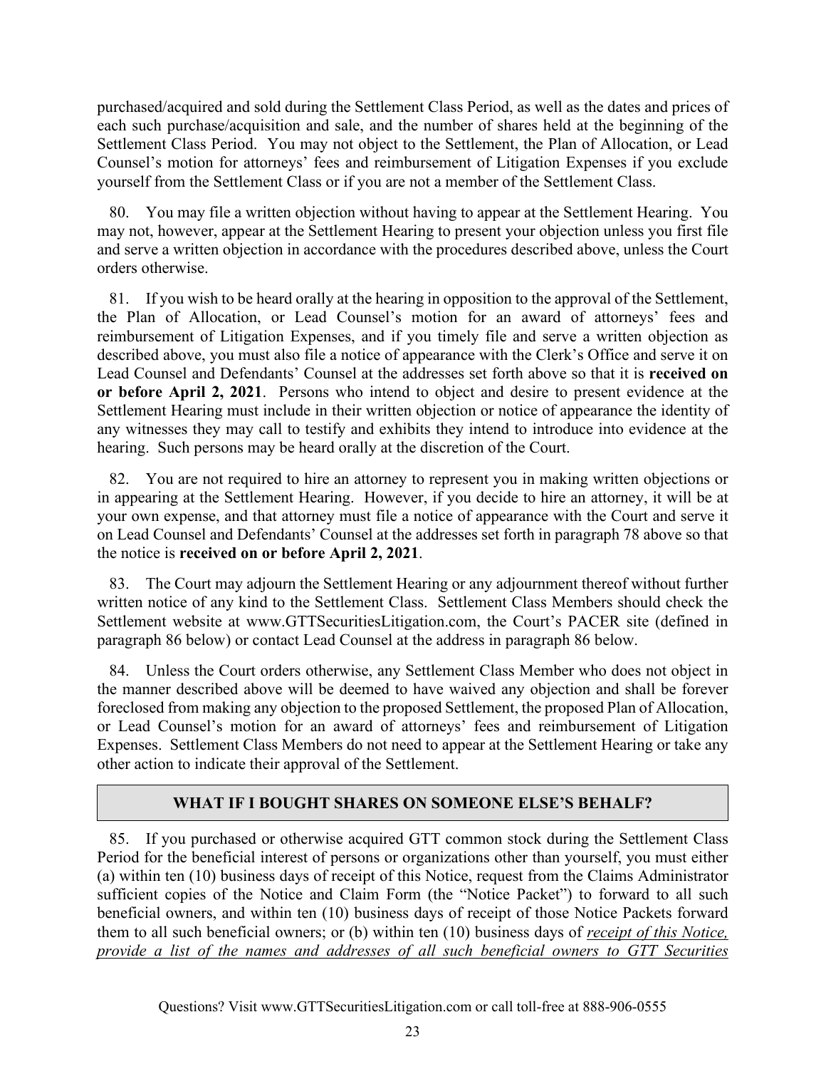purchased/acquired and sold during the Settlement Class Period, as well as the dates and prices of each such purchase/acquisition and sale, and the number of shares held at the beginning of the Settlement Class Period. You may not object to the Settlement, the Plan of Allocation, or Lead Counsel's motion for attorneys' fees and reimbursement of Litigation Expenses if you exclude yourself from the Settlement Class or if you are not a member of the Settlement Class.

80. You may file a written objection without having to appear at the Settlement Hearing. You may not, however, appear at the Settlement Hearing to present your objection unless you first file and serve a written objection in accordance with the procedures described above, unless the Court orders otherwise.

81. If you wish to be heard orally at the hearing in opposition to the approval of the Settlement, the Plan of Allocation, or Lead Counsel's motion for an award of attorneys' fees and reimbursement of Litigation Expenses, and if you timely file and serve a written objection as described above, you must also file a notice of appearance with the Clerk's Office and serve it on Lead Counsel and Defendants' Counsel at the addresses set forth above so that it is **received on or before April 2, 2021**. Persons who intend to object and desire to present evidence at the Settlement Hearing must include in their written objection or notice of appearance the identity of any witnesses they may call to testify and exhibits they intend to introduce into evidence at the hearing. Such persons may be heard orally at the discretion of the Court.

82. You are not required to hire an attorney to represent you in making written objections or in appearing at the Settlement Hearing. However, if you decide to hire an attorney, it will be at your own expense, and that attorney must file a notice of appearance with the Court and serve it on Lead Counsel and Defendants' Counsel at the addresses set forth in paragraph 78 above so that the notice is **received on or before April 2, 2021**.

83. The Court may adjourn the Settlement Hearing or any adjournment thereof without further written notice of any kind to the Settlement Class. Settlement Class Members should check the Settlement website at www.GTTSecuritiesLitigation.com, the Court's PACER site (defined in paragraph 86 below) or contact Lead Counsel at the address in paragraph 86 below.

84. Unless the Court orders otherwise, any Settlement Class Member who does not object in the manner described above will be deemed to have waived any objection and shall be forever foreclosed from making any objection to the proposed Settlement, the proposed Plan of Allocation, or Lead Counsel's motion for an award of attorneys' fees and reimbursement of Litigation Expenses. Settlement Class Members do not need to appear at the Settlement Hearing or take any other action to indicate their approval of the Settlement.

## WHAT IF I BOUGHT SHARES ON SOMEONE ELSE'S BEHALF?

85. If you purchased or otherwise acquired GTT common stock during the Settlement Class Period for the beneficial interest of persons or organizations other than yourself, you must either (a) within ten (10) business days of receipt of this Notice, request from the Claims Administrator sufficient copies of the Notice and Claim Form (the "Notice Packet") to forward to all such beneficial owners, and within ten (10) business days of receipt of those Notice Packets forward them to all such beneficial owners; or (b) within ten (10) business days of *receipt of this Notice, provide a list of the names and addresses of all such beneficial owners to GTT Securities*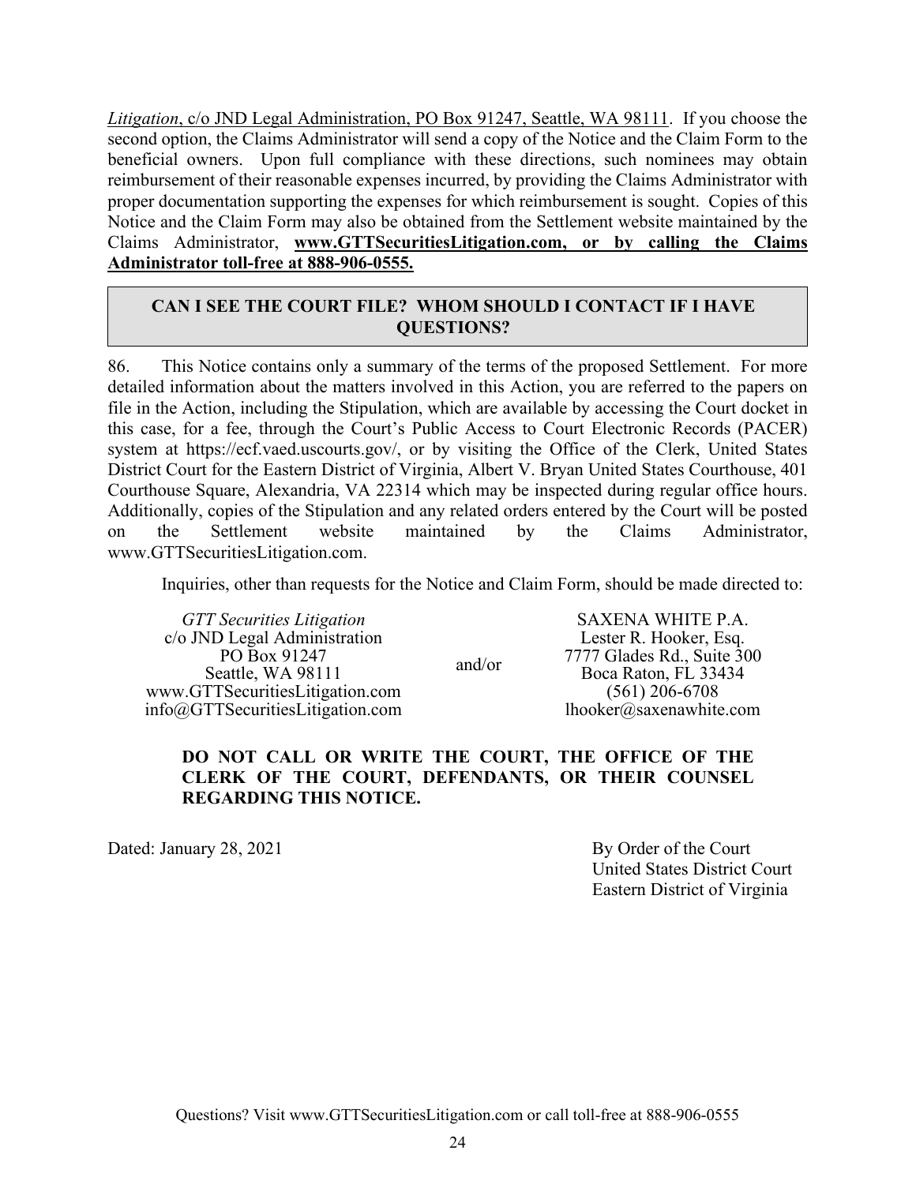*Litigation*, c/o JND Legal Administration, PO Box 91247, Seattle, WA 98111. If you choose the second option, the Claims Administrator will send a copy of the Notice and the Claim Form to the beneficial owners. Upon full compliance with these directions, such nominees may obtain reimbursement of their reasonable expenses incurred, by providing the Claims Administrator with proper documentation supporting the expenses for which reimbursement is sought. Copies of this Notice and the Claim Form may also be obtained from the Settlement website maintained by the Claims Administrator, **www.GTTSecuritiesLitigation.com, or by calling the Claims Administrator toll-free at 888-906-0555.**

## CAN I SEE THE COURT FILE? WHOM SHOULD I CONTACT IF I HAVE QUESTIONS?

86. This Notice contains only a summary of the terms of the proposed Settlement. For more detailed information about the matters involved in this Action, you are referred to the papers on file in the Action, including the Stipulation, which are available by accessing the Court docket in this case, for a fee, through the Court's Public Access to Court Electronic Records (PACER) system at https://ecf.vaed.uscourts.gov/, or by visiting the Office of the Clerk, United States District Court for the Eastern District of Virginia, Albert V. Bryan United States Courthouse, 401 Courthouse Square, Alexandria, VA 22314 which may be inspected during regular office hours. Additionally, copies of the Stipulation and any related orders entered by the Court will be posted on the Settlement website maintained by the Claims Administrator, www.GTTSecuritiesLitigation.com.

Inquiries, other than requests for the Notice and Claim Form, should be made directed to:

| | | |
|---|---|---|
| *GTT Securities Litigation*<br>c/o JND Legal Administration<br>PO Box 91247<br>Seattle, WA 98111<br>www.GTTSecuritiesLitigation.com<br>info@GTTSecuritiesLitigation.com | and/or | SAXENA WHITE P.A.<br>Lester R. Hooker, Esq.<br>7777 Glades Rd., Suite 300<br>Boca Raton, FL 33434<br>(561) 206-6708<br>lhooker@saxenawhite.com |

**DO NOT CALL OR WRITE THE COURT, THE OFFICE OF THE CLERK OF THE COURT, DEFENDANTS, OR THEIR COUNSEL REGARDING THIS NOTICE.**

Dated: January 28, 2021

By Order of the Court
United States District Court
Eastern District of Virginia